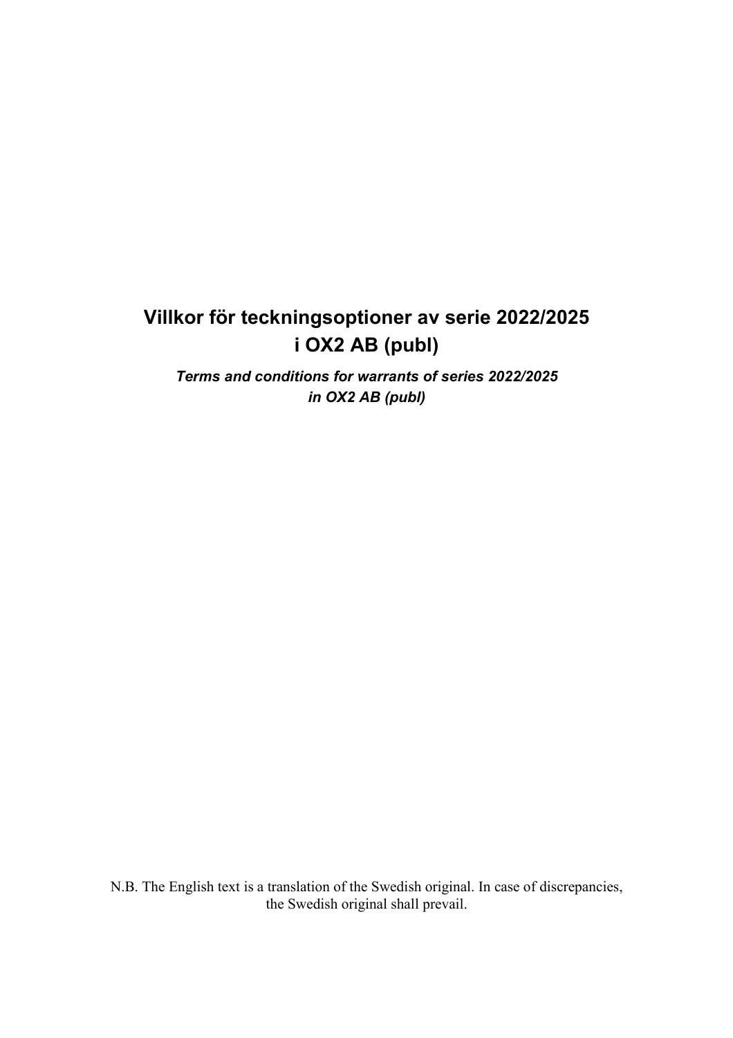# Villkor för teckningsoptioner av serie 2022/2025 i OX2 AB (publ)

***Terms and conditions for warrants of series 2022/2025 in OX2 AB (publl)***

N.B. The English text is a translation of the Swedish original. In case of discrepancies, the Swedish original shall prevail.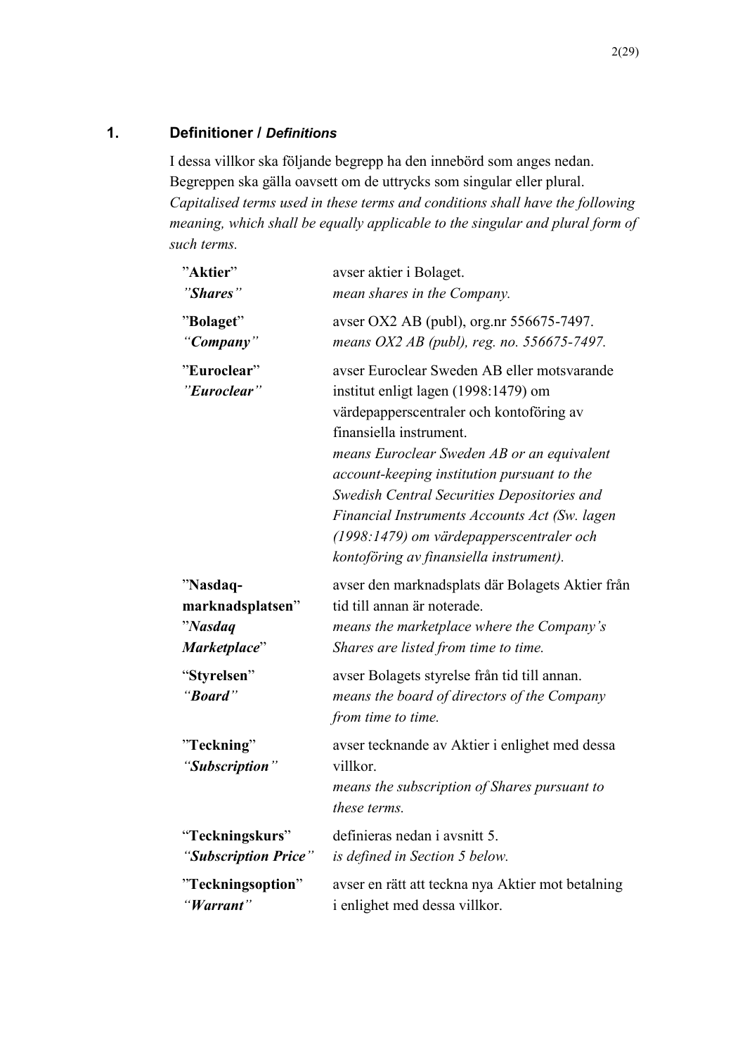## 1. Definitioner / *Definitions*

I dessa villkor ska följande begrepp ha den innebörd som anges nedan. Begreppen ska gälla oavsett om de uttrycks som singular eller plural.
*Capitalised terms used in these terms and conditions shall have the following meaning, which shall be equally applicable to the singular and plural form of such terms.*

| | |
|---|---|
| ”**Aktier**”<br>*”Shares”* | avser aktier i Bolaget.<br>*mean shares in the Company.* |
| ”**Bolaget**”<br>*“Company”* | avser OX2 AB (publ), org.nr 556675-7497.<br>*means OX2 AB (publ), reg. no. 556675-7497.* |
| ”**Euroclear**”<br>*”Euroclear”* | avser Euroclear Sweden AB eller motsvarande institut enligt lagen (1998:1479) om värdepapperscentraler och kontoföring av finansiella instrument.<br>*means Euroclear Sweden AB or an equivalent account-keeping institution pursuant to the Swedish Central Securities Depositories and Financial Instruments Accounts Act (Sw. lagen (1998:1479) om värdepapperscentraler och kontoföring av finansiella instrument).* |
| ”**Nasdaq-marknadsplatsen**”<br>”***Nasdaq Marketplace***” | avser den marknadsplats där Bolagets Aktier från tid till annan är noterade.<br>*means the marketplace where the Company’s Shares are listed from time to time.* |
| “**Styrelsen**”<br>*“Board”* | avser Bolagets styrelse från tid till annan.<br>*means the board of directors of the Company from time to time.* |
| ”**Teckning**”<br>*“Subscription”* | avser tecknande av Aktier i enlighet med dessa villkor.<br>*means the subscription of Shares pursuant to these terms.* |
| “**Teckningskurs**”<br>*“Subscription Price”* | definieras nedan i avsnitt 5.<br>*is defined in Section 5 below.* |
| ”**Teckningsoption**”<br>*“Warrant”* | avser en rätt att teckna nya Aktier mot betalning i enlighet med dessa villkor. |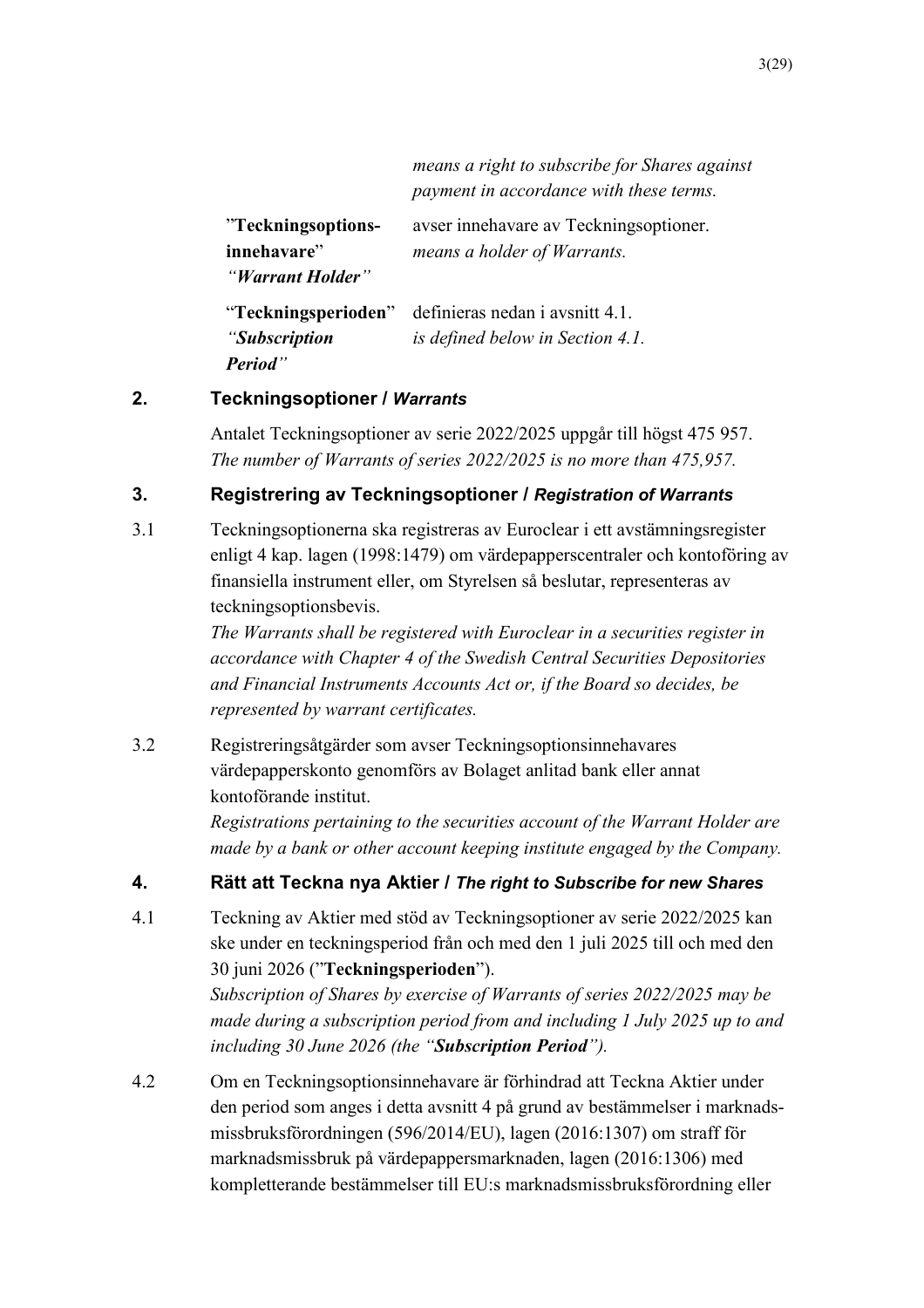| | |
|---|---|
| | *means a right to subscribe for Shares against payment in accordance with these terms.* |
| ”**Teckningsoptions-innehavare**” *“**Warrant Holder**”* | avser innehavare av Teckningsoptioner. *means a holder of Warrants.* |
| “**Teckningsperioden**” *“**Subscription Period**”* | definieras nedan i avsnitt 4.1. *is defined below in Section 4.1.* |

## 2. Teckningsoptioner / *Warrants*

Antalet Teckningsoptioner av serie 2022/2025 uppgår till högst 475 957.
*The number of Warrants of series 2022/2025 is no more than 475,957.*

## 3. Registrering av Teckningsoptioner / *Registration of Warrants*

3.1 Teckningsoptionerna ska registreras av Euroclear i ett avstämningsregister enligt 4 kap. lagen (1998:1479) om värdepapperscentraler och kontoföring av finansiella instrument eller, om Styrelsen så beslutar, representeras av teckningsoptionsbevis.
*The Warrants shall be registered with Euroclear in a securities register in accordance with Chapter 4 of the Swedish Central Securities Depositories and Financial Instruments Accounts Act or, if the Board so decides, be represented by warrant certificates.*

3.2 Registreringsåtgärder som avser Teckningsoptionsinnehavares värdepapperskonto genomförs av Bolaget anlitad bank eller annat kontoförande institut.
*Registrations pertaining to the securities account of the Warrant Holder are made by a bank or other account keeping institute engaged by the Company.*

## 4. Rätt att Teckna nya Aktier / *The right to Subscribe for new Shares*

4.1 Teckning av Aktier med stöd av Teckningsoptioner av serie 2022/2025 kan ske under en teckningsperiod från och med den 1 juli 2025 till och med den 30 juni 2026 (”**Teckningsperioden**”).
*Subscription of Shares by exercise of Warrants of series 2022/2025 may be made during a subscription period from and including 1 July 2025 up to and including 30 June 2026 (the “**Subscription Period**”).*

4.2 Om en Teckningsoptionsinnehavare är förhindrad att Teckna Aktier under den period som anges i detta avsnitt 4 på grund av bestämmelser i marknads-missbruksförordningen (596/2014/EU), lagen (2016:1307) om straff för marknadsmissbruk på värdepappersmarknaden, lagen (2016:1306) med kompletterande bestämmelser till EU:s marknadsmissbruksförordning eller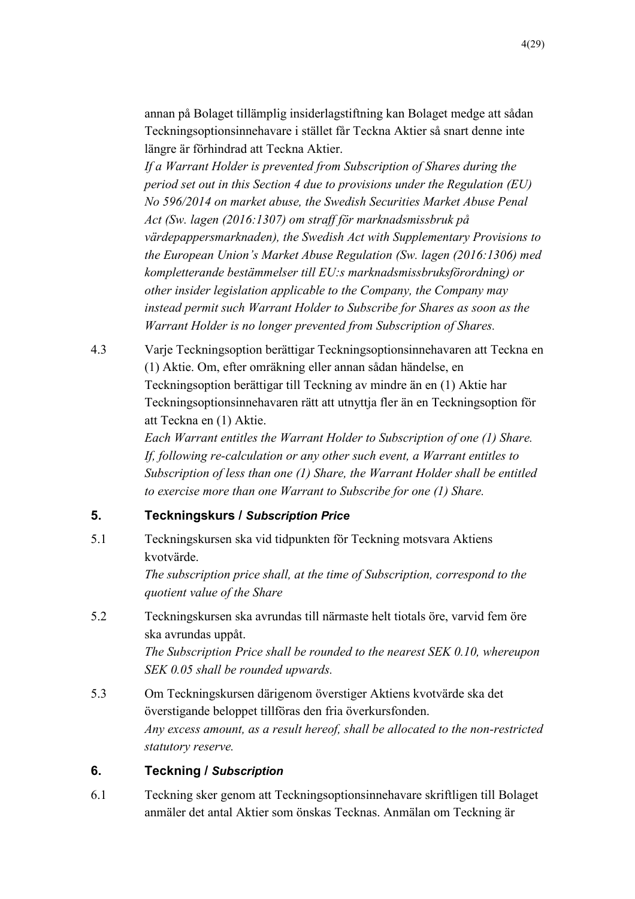annan på Bolaget tillämplig insiderlagstiftning kan Bolaget medge att sådan Teckningsoptionsinnehavare i stället får Teckna Aktier så snart denne inte längre är förhindrad att Teckna Aktier.
*If a Warrant Holder is prevented from Subscription of Shares during the period set out in this Section 4 due to provisions under the Regulation (EU) No 596/2014 on market abuse, the Swedish Securities Market Abuse Penal Act (Sw. lagen (2016:1307) om straff för marknadsmissbruk på värdepappersmarknaden), the Swedish Act with Supplementary Provisions to the European Union's Market Abuse Regulation (Sw. lagen (2016:1306) med kompletterande bestämmelser till EU:s marknadsmissbruksförordning) or other insider legislation applicable to the Company, the Company may instead permit such Warrant Holder to Subscribe for Shares as soon as the Warrant Holder is no longer prevented from Subscription of Shares.*

4.3 Varje Teckningsoption berättigar Teckningsoptionsinnehavaren att Teckna en (1) Aktie. Om, efter omräkning eller annan sådan händelse, en Teckningsoption berättigar till Teckning av mindre än en (1) Aktie har Teckningsoptionsinnehavaren rätt att utnyttja fler än en Teckningsoption för att Teckna en (1) Aktie.
*Each Warrant entitles the Warrant Holder to Subscription of one (1) Share. If, following re-calculation or any other such event, a Warrant entitles to Subscription of less than one (1) Share, the Warrant Holder shall be entitled to exercise more than one Warrant to Subscribe for one (1) Share.*

## 5. Teckningskurs / *Subscription Price*

5.1 Teckningskursen ska vid tidpunkten för Teckning motsvara Aktiens kvotvärde.
*The subscription price shall, at the time of Subscription, correspond to the quotient value of the Share*

5.2 Teckningskursen ska avrundas till närmaste helt tiotals öre, varvid fem öre ska avrundas uppåt.
*The Subscription Price shall be rounded to the nearest SEK 0.10, whereupon SEK 0.05 shall be rounded upwards.*

5.3 Om Teckningskursen därigenom överstiger Aktiens kvotvärde ska det överstigande beloppet tillföras den fria överkursfonden.
*Any excess amount, as a result hereof, shall be allocated to the non-restricted statutory reserve.*

## 6. Teckning / *Subscription*

6.1 Teckning sker genom att Teckningsoptionsinnehavare skriftligen till Bolaget anmäler det antal Aktier som önskas Tecknas. Anmälan om Teckning är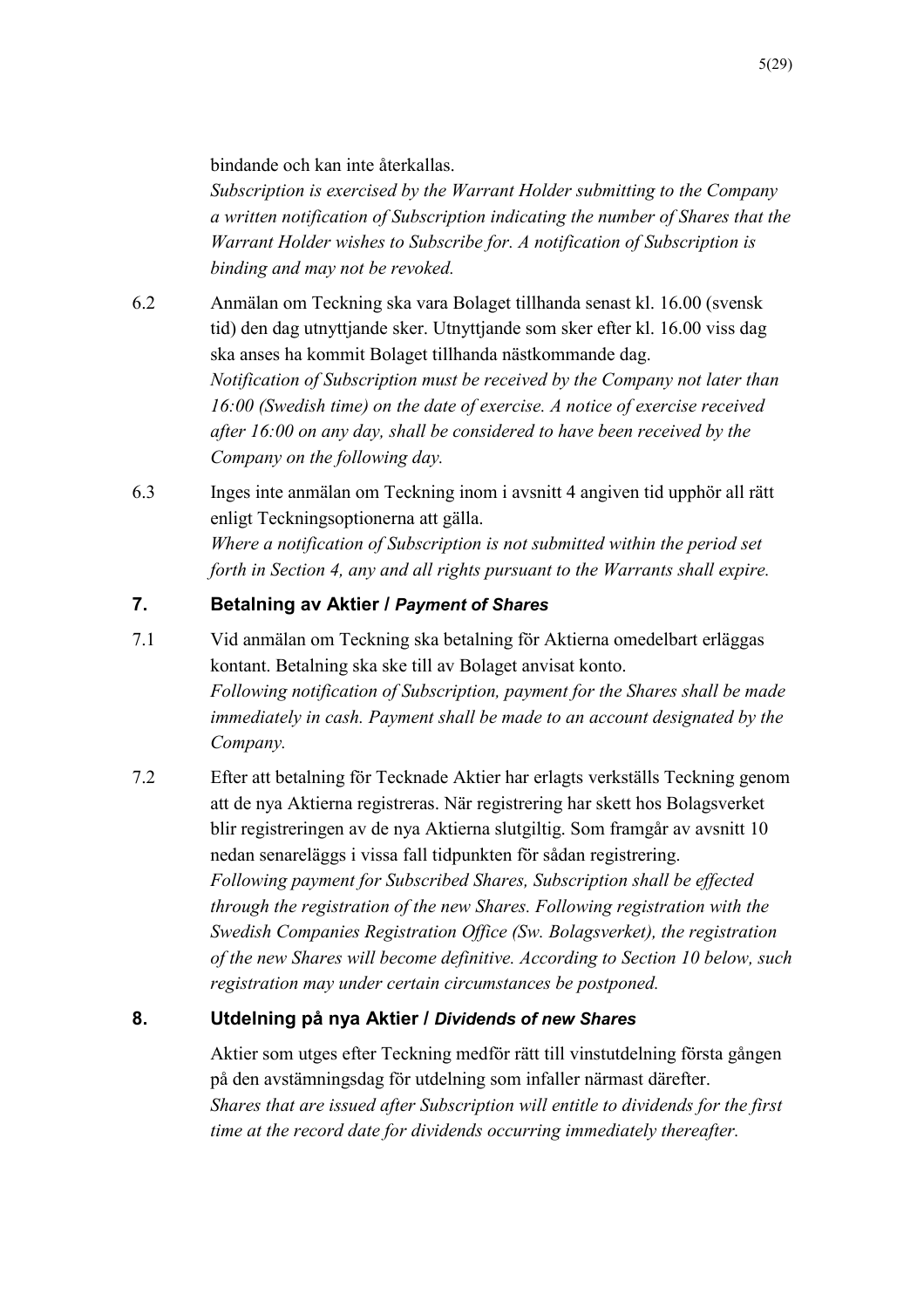bindande och kan inte återkallas.
*Subscription is exercised by the Warrant Holder submitting to the Company a written notification of Subscription indicating the number of Shares that the Warrant Holder wishes to Subscribe for. A notification of Subscription is binding and may not be revoked.*

6.2 Anmälan om Teckning ska vara Bolaget tillhanda senast kl. 16.00 (svensk tid) den dag utnyttjande sker. Utnyttjande som sker efter kl. 16.00 viss dag ska anses ha kommit Bolaget tillhanda nästkommande dag.
*Notification of Subscription must be received by the Company not later than 16:00 (Swedish time) on the date of exercise. A notice of exercise received after 16:00 on any day, shall be considered to have been received by the Company on the following day.*

6.3 Inges inte anmälan om Teckning inom i avsnitt 4 angiven tid upphör all rätt enligt Teckningsoptionerna att gälla.
*Where a notification of Subscription is not submitted within the period set forth in Section 4, any and all rights pursuant to the Warrants shall expire.*

## 7. Betalning av Aktier / *Payment of Shares*

7.1 Vid anmälan om Teckning ska betalning för Aktierna omedelbart erläggas kontant. Betalning ska ske till av Bolaget anvisat konto.
*Following notification of Subscription, payment for the Shares shall be made immediately in cash. Payment shall be made to an account designated by the Company.*

7.2 Efter att betalning för Tecknade Aktier har erlagts verkställs Teckning genom att de nya Aktierna registreras. När registrering har skett hos Bolagsverket blir registreringen av de nya Aktierna slutgiltig. Som framgår av avsnitt 10 nedan senareläggs i vissa fall tidpunkten för sådan registrering.
*Following payment for Subscribed Shares, Subscription shall be effected through the registration of the new Shares. Following registration with the Swedish Companies Registration Office (Sw. Bolagsverket), the registration of the new Shares will become definitive. According to Section 10 below, such registration may under certain circumstances be postponed.*

## 8. Utdelning på nya Aktier / *Dividends of new Shares*

Aktier som utges efter Teckning medför rätt till vinstutdelning första gången på den avstämningsdag för utdelning som infaller närmast därefter.
*Shares that are issued after Subscription will entitle to dividends for the first time at the record date for dividends occurring immediately thereafter.*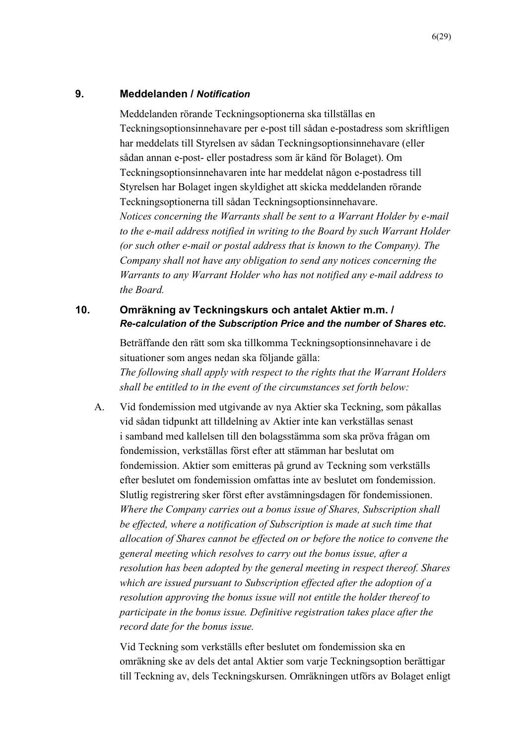## 9. Meddelanden / *Notification*

Meddelanden rörande Teckningsoptionerna ska tillställas en Teckningsoptionsinnehavare per e-post till sådan e-postadress som skriftligen har meddelats till Styrelsen av sådan Teckningsoptionsinnehavare (eller sådan annan e-post- eller postadress som är känd för Bolaget). Om Teckningsoptionsinnehavaren inte har meddelat någon e-postadress till Styrelsen har Bolaget ingen skyldighet att skicka meddelanden rörande Teckningsoptionerna till sådan Teckningsoptionsinnehavare.
*Notices concerning the Warrants shall be sent to a Warrant Holder by e-mail to the e-mail address notified in writing to the Board by such Warrant Holder (or such other e-mail or postal address that is known to the Company). The Company shall not have any obligation to send any notices concerning the Warrants to any Warrant Holder who has not notified any e-mail address to the Board.*

## 10. Omräkning av Teckningskurs och antalet Aktier m.m. / *Re-calculation of the Subscription Price and the number of Shares etc.*

Beträffande den rätt som ska tillkomma Teckningsoptionsinnehavare i de situationer som anges nedan ska följande gälla:
*The following shall apply with respect to the rights that the Warrant Holders shall be entitled to in the event of the circumstances set forth below:*

A. Vid fondemission med utgivande av nya Aktier ska Teckning, som påkallas vid sådan tidpunkt att tilldelning av Aktier inte kan verkställas senast i samband med kallelsen till den bolagsstämma som ska pröva frågan om fondemission, verkställas först efter att stämman har beslutat om fondemission. Aktier som emitteras på grund av Teckning som verkställs efter beslutet om fondemission omfattas inte av beslutet om fondemission. Slutlig registrering sker först efter avstämningsdagen för fondemissionen.
*Where the Company carries out a bonus issue of Shares, Subscription shall be effected, where a notification of Subscription is made at such time that allocation of Shares cannot be effected on or before the notice to convene the general meeting which resolves to carry out the bonus issue, after a resolution has been adopted by the general meeting in respect thereof. Shares which are issued pursuant to Subscription effected after the adoption of a resolution approving the bonus issue will not entitle the holder thereof to participate in the bonus issue. Definitive registration takes place after the record date for the bonus issue.*

Vid Teckning som verkställs efter beslutet om fondemission ska en omräkning ske av dels det antal Aktier som varje Teckningsoption berättigar till Teckning av, dels Teckningskursen. Omräkningen utförs av Bolaget enligt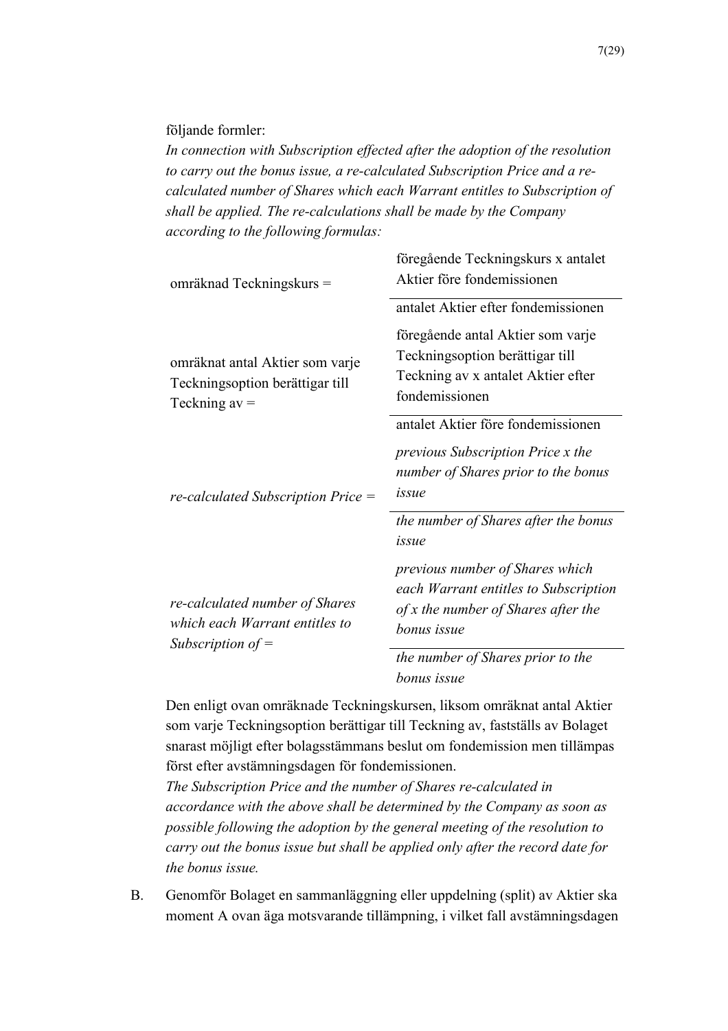följande formler:
*In connection with Subscription effected after the adoption of the resolution to carry out the bonus issue, a re-calculated Subscription Price and a re-calculated number of Shares which each Warrant entitles to Subscription of shall be applied. The re-calculations shall be made by the Company according to the following formulas:*

$$\text{omräknad Teckningskurs} = \frac{\text{föregående Teckningskurs x antalet Aktier före fondemissionen}}{\text{antalet Aktier efter fondemissionen}}$$

$$\text{omräknat antal Aktier som varje Teckningsoption berättigar till Teckning av} = \frac{\text{föregående antal Aktier som varje Teckningsoption berättigar till Teckning av x antalet Aktier efter fondemissionen}}{\text{antalet Aktier före fondemissionen}}$$

$$\textit{re-calculated Subscription Price} = \frac{\textit{previous Subscription Price x the number of Shares prior to the bonus issue}}{\textit{the number of Shares after the bonus issue}}$$

$$\textit{re-calculated number of Shares which each Warrant entitles to Subscription of} = \frac{\textit{previous number of Shares which each Warrant entitles to Subscription of x the number of Shares after the bonus issue}}{\textit{the number of Shares prior to the bonus issue}}$$

Den enligt ovan omräknade Teckningskursen, liksom omräknat antal Aktier som varje Teckningsoption berättigar till Teckning av, fastställs av Bolaget snarast möjligt efter bolagsstämmans beslut om fondemission men tillämpas först efter avstämningsdagen för fondemissionen.
*The Subscription Price and the number of Shares re-calculated in accordance with the above shall be determined by the Company as soon as possible following the adoption by the general meeting of the resolution to carry out the bonus issue but shall be applied only after the record date for the bonus issue.*

B. Genomför Bolaget en sammanläggning eller uppdelning (split) av Aktier ska moment A ovan äga motsvarande tillämpning, i vilket fall avstämningsdagen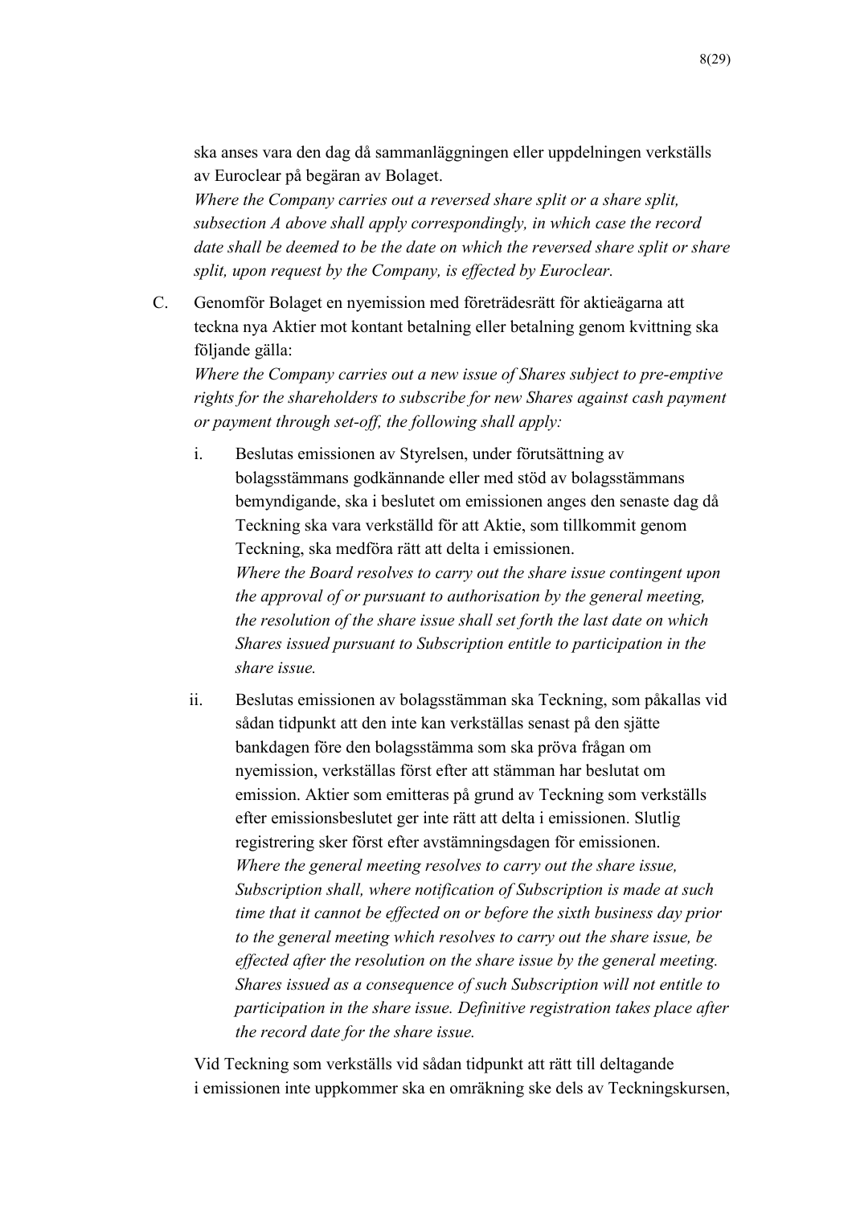ska anses vara den dag då sammanläggningen eller uppdelningen verkställs av Euroclear på begäran av Bolaget.
*Where the Company carries out a reversed share split or a share split, subsection A above shall apply correspondingly, in which case the record date shall be deemed to be the date on which the reversed share split or share split, upon request by the Company, is effected by Euroclear.*

C. Genomför Bolaget en nyemission med företrädesrätt för aktieägarna att teckna nya Aktier mot kontant betalning eller betalning genom kvittning ska följande gälla:
*Where the Company carries out a new issue of Shares subject to pre-emptive rights for the shareholders to subscribe for new Shares against cash payment or payment through set-off, the following shall apply:*

   i. Beslutas emissionen av Styrelsen, under förutsättning av bolagsstämmans godkännande eller med stöd av bolagsstämmans bemyndigande, ska i beslutet om emissionen anges den senaste dag då Teckning ska vara verkställd för att Aktie, som tillkommit genom Teckning, ska medföra rätt att delta i emissionen.
   *Where the Board resolves to carry out the share issue contingent upon the approval of or pursuant to authorisation by the general meeting, the resolution of the share issue shall set forth the last date on which Shares issued pursuant to Subscription entitle to participation in the share issue.*

   ii. Beslutas emissionen av bolagsstämman ska Teckning, som påkallas vid sådan tidpunkt att den inte kan verkställas senast på den sjätte bankdagen före den bolagsstämma som ska pröva frågan om nyemission, verkställas först efter att stämman har beslutat om emission. Aktier som emitteras på grund av Teckning som verkställs efter emissionsbeslutet ger inte rätt att delta i emissionen. Slutlig registrering sker först efter avstämningsdagen för emissionen.
   *Where the general meeting resolves to carry out the share issue, Subscription shall, where notification of Subscription is made at such time that it cannot be effected on or before the sixth business day prior to the general meeting which resolves to carry out the share issue, be effected after the resolution on the share issue by the general meeting. Shares issued as a consequence of such Subscription will not entitle to participation in the share issue. Definitive registration takes place after the record date for the share issue.*

Vid Teckning som verkställs vid sådan tidpunkt att rätt till deltagande i emissionen inte uppkommer ska en omräkning ske dels av Teckningskursen,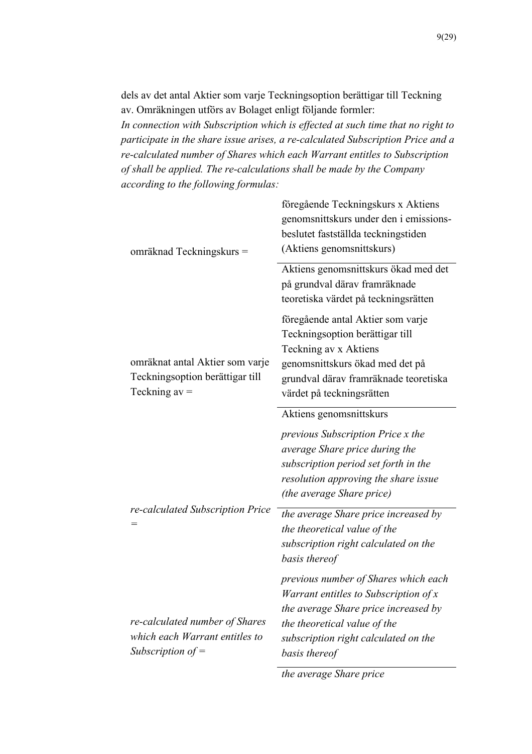dels av det antal Aktier som varje Teckningsoption berättigar till Teckning av. Omräkningen utförs av Bolaget enligt följande formler:

*In connection with Subscription which is effected at such time that no right to participate in the share issue arises, a re-calculated Subscription Price and a re-calculated number of Shares which each Warrant entitles to Subscription of shall be applied. The re-calculations shall be made by the Company according to the following formulas:*

$$\text{omräknad Teckningskurs} = \frac{\text{föregående Teckningskurs x Aktiens genomsnittskurs under den i emissionsbeslutet fastställda teckningstiden (Aktiens genomsnittskurs)}}{\text{Aktiens genomsnittskurs ökad med det på grundval därav framräknade teoretiska värdet på teckningsrätten}}$$

$$\text{omräknat antal Aktier som varje Teckningsoption berättigar till Teckning av} = \frac{\text{föregående antal Aktier som varje Teckningsoption berättigar till Teckning av x Aktiens genomsnittskurs ökad med det på grundval därav framräknade teoretiska värdet på teckningsrätten}}{\text{Aktiens genomsnittskurs}}$$

$$\textit{re-calculated Subscription Price} = \frac{\textit{previous Subscription Price x the average Share price during the subscription period set forth in the resolution approving the share issue (the average Share price)}}{\textit{the average Share price increased by the theoretical value of the subscription right calculated on the basis thereof}}$$

$$\textit{re-calculated number of Shares which each Warrant entitles to Subscription of} = \frac{\textit{previous number of Shares which each Warrant entitles to Subscription of x the average Share price increased by the theoretical value of the subscription right calculated on the basis thereof}}{\textit{the average Share price}}$$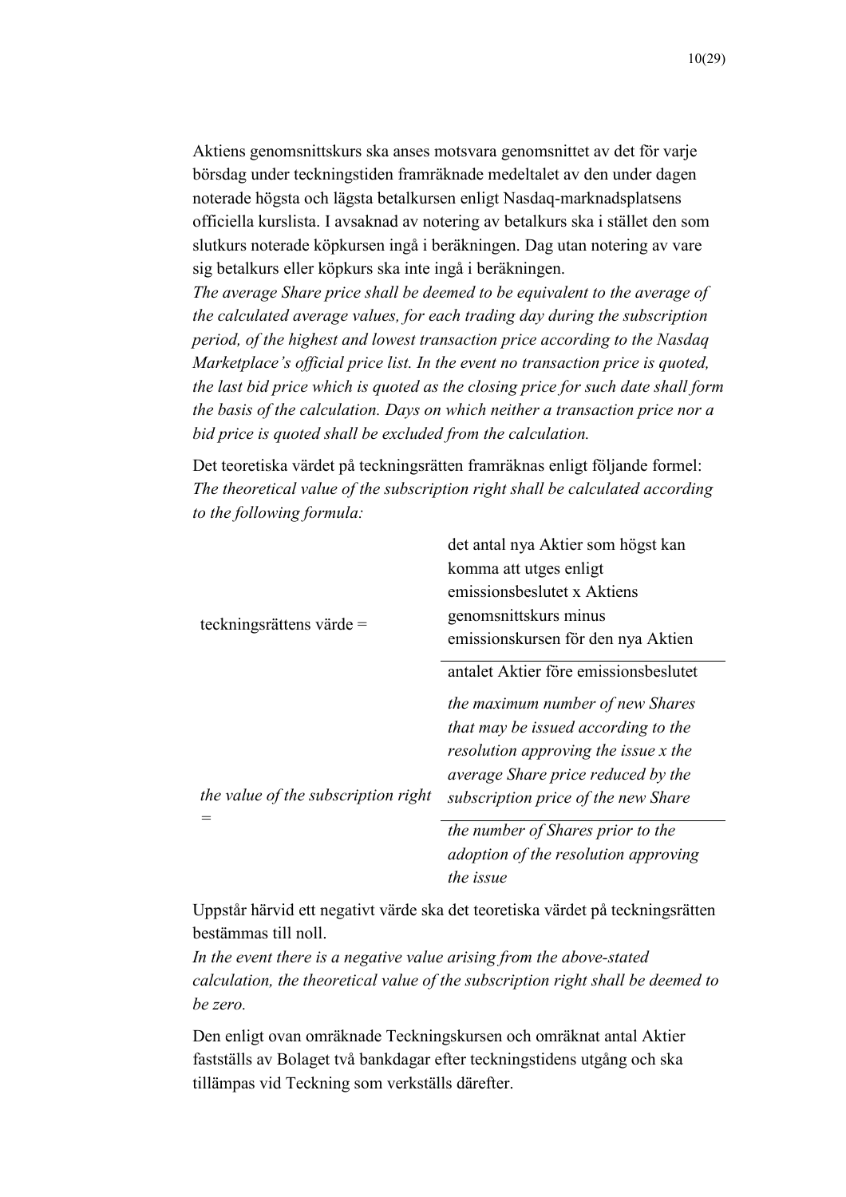Aktiens genomsnittskurs ska anses motsvara genomsnittet av det för varje börsdag under teckningstiden framräknade medeltalet av den under dagen noterade högsta och lägsta betalkursen enligt Nasdaq-marknadsplatsens officiella kurslista. I avsaknad av notering av betalkurs ska i stället den som slutkurs noterade köpkursen ingå i beräkningen. Dag utan notering av vare sig betalkurs eller köpkurs ska inte ingå i beräkningen.
*The average Share price shall be deemed to be equivalent to the average of the calculated average values, for each trading day during the subscription period, of the highest and lowest transaction price according to the Nasdaq Marketplace's official price list. In the event no transaction price is quoted, the last bid price which is quoted as the closing price for such date shall form the basis of the calculation. Days on which neither a transaction price nor a bid price is quoted shall be excluded from the calculation.*

Det teoretiska värdet på teckningsrätten framräknas enligt följande formel:
*The theoretical value of the subscription right shall be calculated according to the following formula:*

$$\text{teckningsrättens värde} = \frac{\text{det antal nya Aktier som högst kan komma att utges enligt emissionsbeslutet x Aktiens genomsnittskurs minus emissionskursen för den nya Aktien}}{\text{antalet Aktier före emissionsbeslutet}}$$

$$\textit{the value of the subscription right} = \frac{\textit{the maximum number of new Shares that may be issued according to the resolution approving the issue x the average Share price reduced by the subscription price of the new Share}}{\textit{the number of Shares prior to the adoption of the resolution approving the issue}}$$

Uppstår härvid ett negativt värde ska det teoretiska värdet på teckningsrätten bestämmas till noll.
*In the event there is a negative value arising from the above-stated calculation, the theoretical value of the subscription right shall be deemed to be zero.*

Den enligt ovan omräknade Teckningskursen och omräknat antal Aktier fastställs av Bolaget två bankdagar efter teckningstidens utgång och ska tillämpas vid Teckning som verkställs därefter.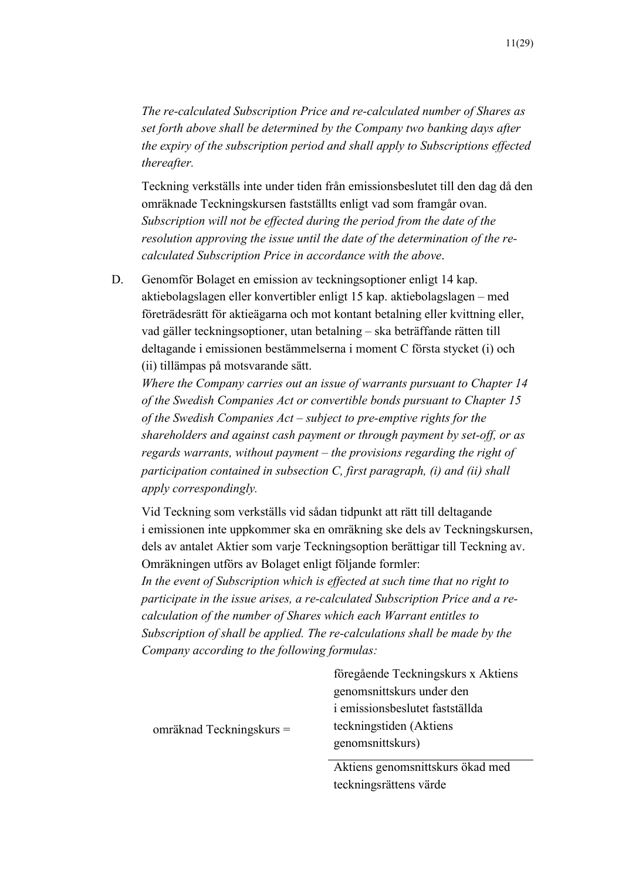*The re-calculated Subscription Price and re-calculated number of Shares as set forth above shall be determined by the Company two banking days after the expiry of the subscription period and shall apply to Subscriptions effected thereafter.*

Teckning verkställs inte under tiden från emissionsbeslutet till den dag då den omräknade Teckningskursen fastställts enligt vad som framgår ovan.
*Subscription will not be effected during the period from the date of the resolution approving the issue until the date of the determination of the re-calculated Subscription Price in accordance with the above*.

D. Genomför Bolaget en emission av teckningsoptioner enligt 14 kap. aktiebolagslagen eller konvertibler enligt 15 kap. aktiebolagslagen – med företrädesrätt för aktieägarna och mot kontant betalning eller kvittning eller, vad gäller teckningsoptioner, utan betalning – ska beträffande rätten till deltagande i emissionen bestämmelserna i moment C första stycket (i) och (ii) tillämpas på motsvarande sätt.
*Where the Company carries out an issue of warrants pursuant to Chapter 14 of the Swedish Companies Act or convertible bonds pursuant to Chapter 15 of the Swedish Companies Act – subject to pre-emptive rights for the shareholders and against cash payment or through payment by set-off, or as regards warrants, without payment – the provisions regarding the right of participation contained in subsection C, first paragraph, (i) and (ii) shall apply correspondingly.*

Vid Teckning som verkställs vid sådan tidpunkt att rätt till deltagande i emissionen inte uppkommer ska en omräkning ske dels av Teckningskursen, dels av antalet Aktier som varje Teckningsoption berättigar till Teckning av. Omräkningen utförs av Bolaget enligt följande formler:
*In the event of Subscription which is effected at such time that no right to participate in the issue arises, a re-calculated Subscription Price and a re-calculation of the number of Shares which each Warrant entitles to Subscription of shall be applied. The re-calculations shall be made by the Company according to the following formulas:*

$$\text{omräknad Teckningskurs} = \frac{\text{föregående Teckningskurs x Aktiens genomsnittskurs under den i emissionsbeslutet fastställda teckningstiden (Aktiens genomsnittskurs)}}{\text{Aktiens genomsnittskurs ökad med teckningsrättens värde}}$$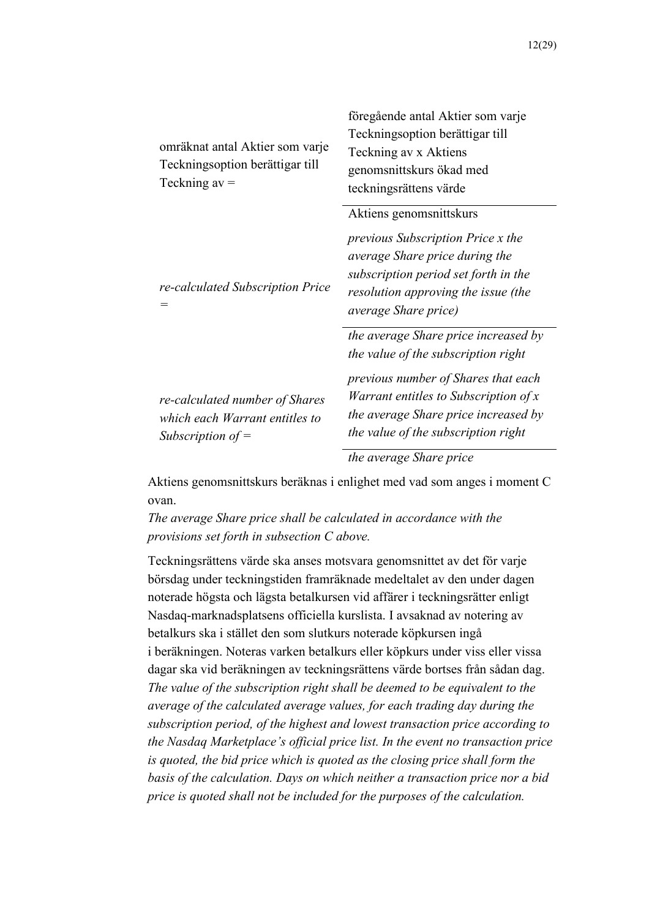$$\text{omräknat antal Aktier som varje Teckningsoption berättigar till Teckning av} = \frac{\text{föregående antal Aktier som varje Teckningsoption berättigar till Teckning av} \times \text{Aktiens genomsnittskurs ökad med teckningsrättens värde}}{\text{Aktiens genomsnittskurs}}$$

$$\textit{re-calculated Subscription Price} = \frac{\textit{previous Subscription Price} \times \textit{the average Share price during the subscription period set forth in the resolution approving the issue (the average Share price)}}{\textit{the average Share price increased by the value of the subscription right}}$$

$$\textit{re-calculated number of Shares which each Warrant entitles to Subscription of} = \frac{\textit{previous number of Shares that each Warrant entitles to Subscription of} \times \textit{the average Share price increased by the value of the subscription right}}{\textit{the average Share price}}$$

Aktiens genomsnittskurs beräknas i enlighet med vad som anges i moment C ovan.
*The average Share price shall be calculated in accordance with the provisions set forth in subsection C above.*

Teckningsrättens värde ska anses motsvara genomsnittet av det för varje börsdag under teckningstiden framräknade medeltalet av den under dagen noterade högsta och lägsta betalkursen vid affärer i teckningsrätter enligt Nasdaq-marknadsplatsens officiella kurslista. I avsaknad av notering av betalkurs ska i stället den som slutkurs noterade köpkursen ingå i beräkningen. Noteras varken betalkurs eller köpkurs under viss eller vissa dagar ska vid beräkningen av teckningsrättens värde bortses från sådan dag.
*The value of the subscription right shall be deemed to be equivalent to the average of the calculated average values, for each trading day during the subscription period, of the highest and lowest transaction price according to the Nasdaq Marketplace's official price list. In the event no transaction price is quoted, the bid price which is quoted as the closing price shall form the basis of the calculation. Days on which neither a transaction price nor a bid price is quoted shall not be included for the purposes of the calculation.*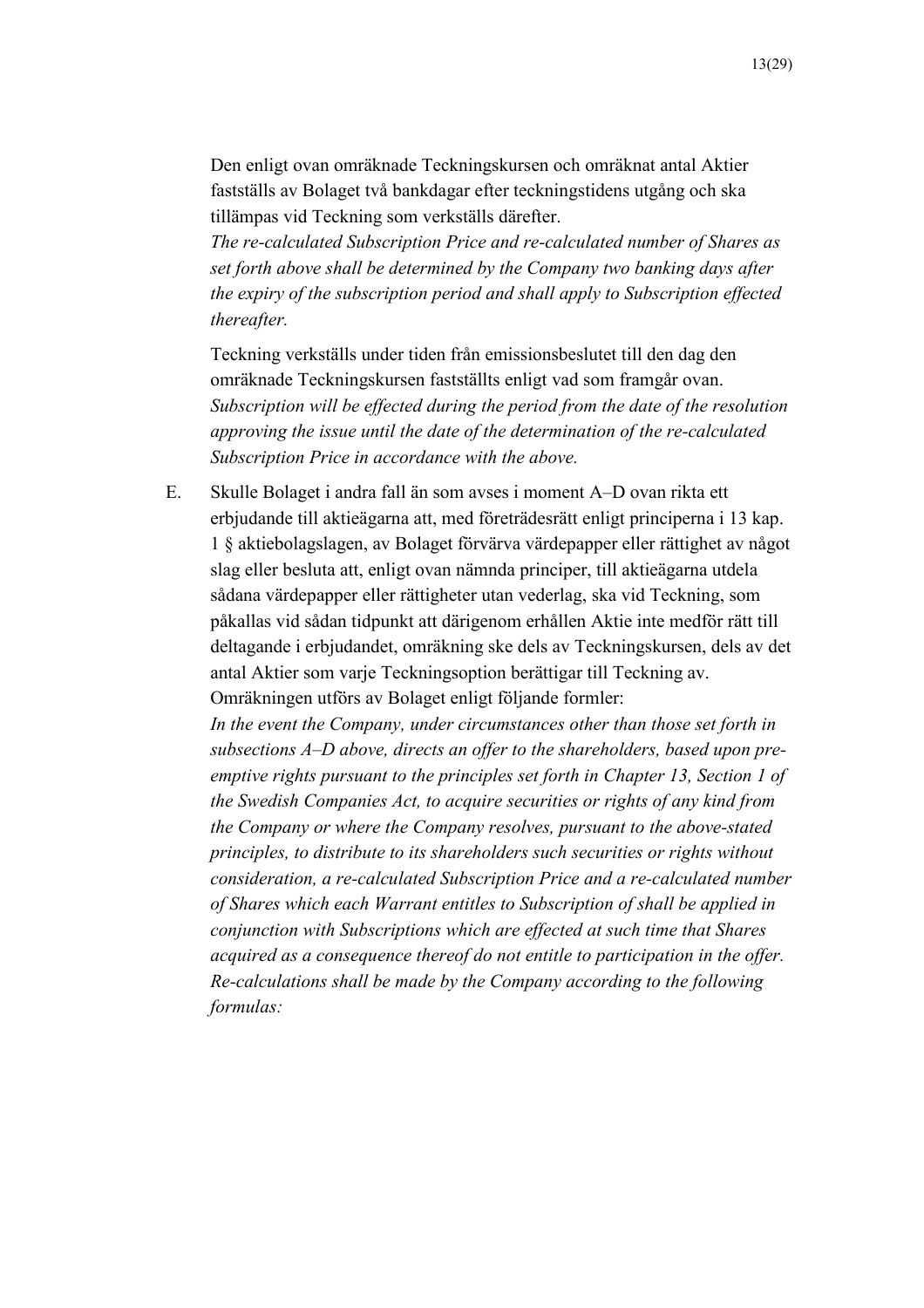Den enligt ovan omräknade Teckningskursen och omräknat antal Aktier fastställs av Bolaget två bankdagar efter teckningstidens utgång och ska tillämpas vid Teckning som verkställs därefter.
*The re-calculated Subscription Price and re-calculated number of Shares as set forth above shall be determined by the Company two banking days after the expiry of the subscription period and shall apply to Subscription effected thereafter.*

Teckning verkställs under tiden från emissionsbeslutet till den dag den omräknade Teckningskursen fastställts enligt vad som framgår ovan.
*Subscription will be effected during the period from the date of the resolution approving the issue until the date of the determination of the re-calculated Subscription Price in accordance with the above.*

E. Skulle Bolaget i andra fall än som avses i moment A–D ovan rikta ett erbjudande till aktieägarna att, med företrädesrätt enligt principerna i 13 kap. 1 § aktiebolagslagen, av Bolaget förvärva värdepapper eller rättighet av något slag eller besluta att, enligt ovan nämnda principer, till aktieägarna utdela sådana värdepapper eller rättigheter utan vederlag, ska vid Teckning, som påkallas vid sådan tidpunkt att därigenom erhållen Aktie inte medför rätt till deltagande i erbjudandet, omräkning ske dels av Teckningskursen, dels av det antal Aktier som varje Teckningsoption berättigar till Teckning av. Omräkningen utförs av Bolaget enligt följande formler:
*In the event the Company, under circumstances other than those set forth in subsections A–D above, directs an offer to the shareholders, based upon pre-emptive rights pursuant to the principles set forth in Chapter 13, Section 1 of the Swedish Companies Act, to acquire securities or rights of any kind from the Company or where the Company resolves, pursuant to the above-stated principles, to distribute to its shareholders such securities or rights without consideration, a re-calculated Subscription Price and a re-calculated number of Shares which each Warrant entitles to Subscription of shall be applied in conjunction with Subscriptions which are effected at such time that Shares acquired as a consequence thereof do not entitle to participation in the offer. Re-calculations shall be made by the Company according to the following formulas:*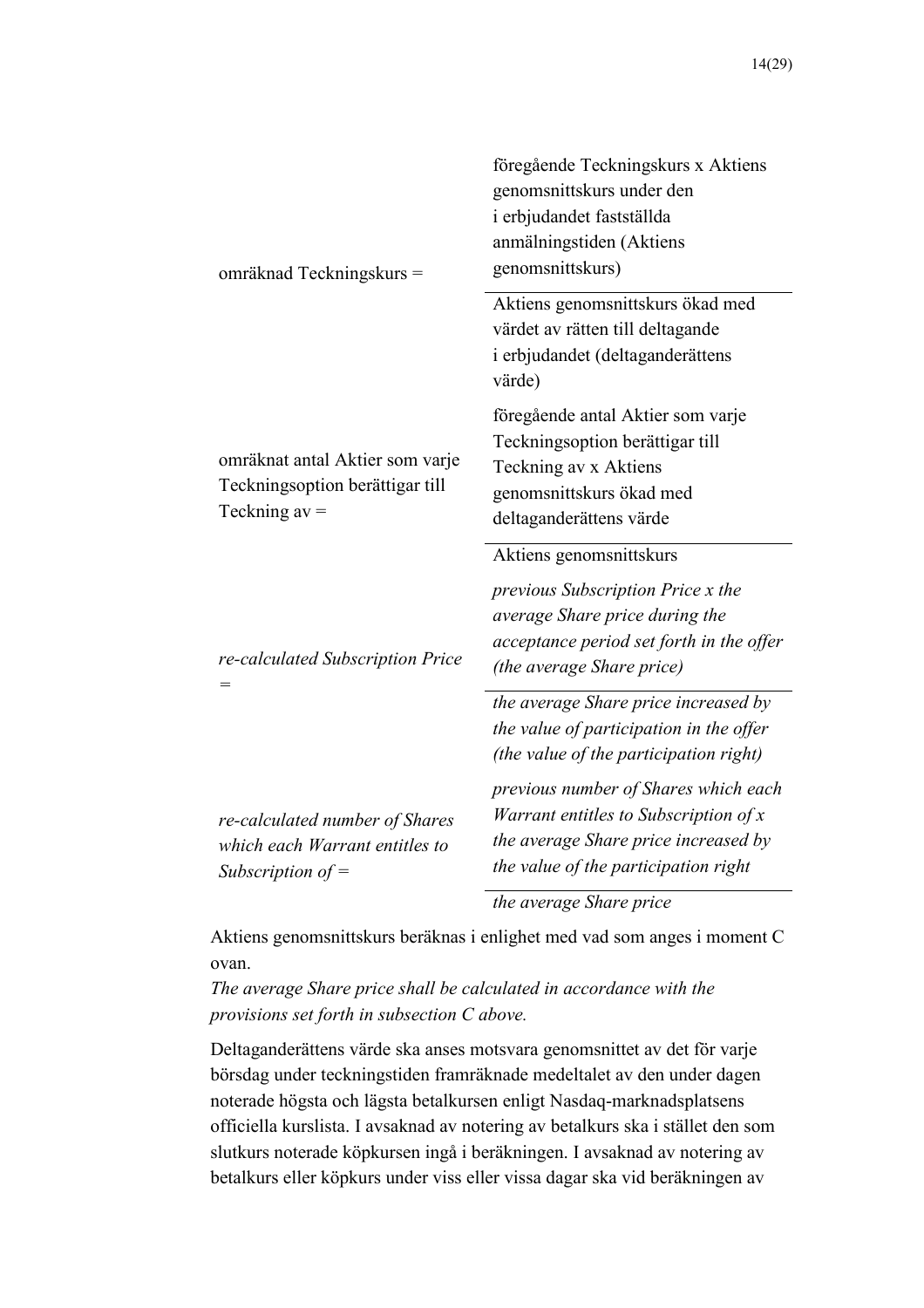$$\text{omräknad Teckningskurs} = \frac{\text{föregående Teckningskurs x Aktiens genomsnittskurs under den i erbjudandet fastställda anmälningstiden (Aktiens genomsnittskurs)}}{\text{Aktiens genomsnittskurs ökad med värdet av rätten till deltagande i erbjudandet (deltaganderättens värde)}}$$

$$\text{omräknat antal Aktier som varje Teckningsoption berättigar till Teckning av} = \frac{\text{föregående antal Aktier som varje Teckningsoption berättigar till Teckning av x Aktiens genomsnittskurs ökad med deltaganderättens värde}}{\text{Aktiens genomsnittskurs}}$$

$$\textit{re-calculated Subscription Price} = \frac{\textit{previous Subscription Price x the average Share price during the acceptance period set forth in the offer (the average Share price)}}{\textit{the average Share price increased by the value of participation in the offer (the value of the participation right)}}$$

$$\textit{re-calculated number of Shares which each Warrant entitles to Subscription of} = \frac{\textit{previous number of Shares which each Warrant entitles to Subscription of x the average Share price increased by the value of the participation right}}{\textit{the average Share price}}$$

Aktiens genomsnittskurs beräknas i enlighet med vad som anges i moment C ovan.
*The average Share price shall be calculated in accordance with the provisions set forth in subsection C above.*

Deltaganderättens värde ska anses motsvara genomsnittet av det för varje börsdag under teckningstiden framräknade medeltalet av den under dagen noterade högsta och lägsta betalkursen enligt Nasdaq-marknadsplatsens officiella kurslista. I avsaknad av notering av betalkurs ska i stället den som slutkurs noterade köpkursen ingå i beräkningen. I avsaknad av notering av betalkurs eller köpkurs under viss eller vissa dagar ska vid beräkningen av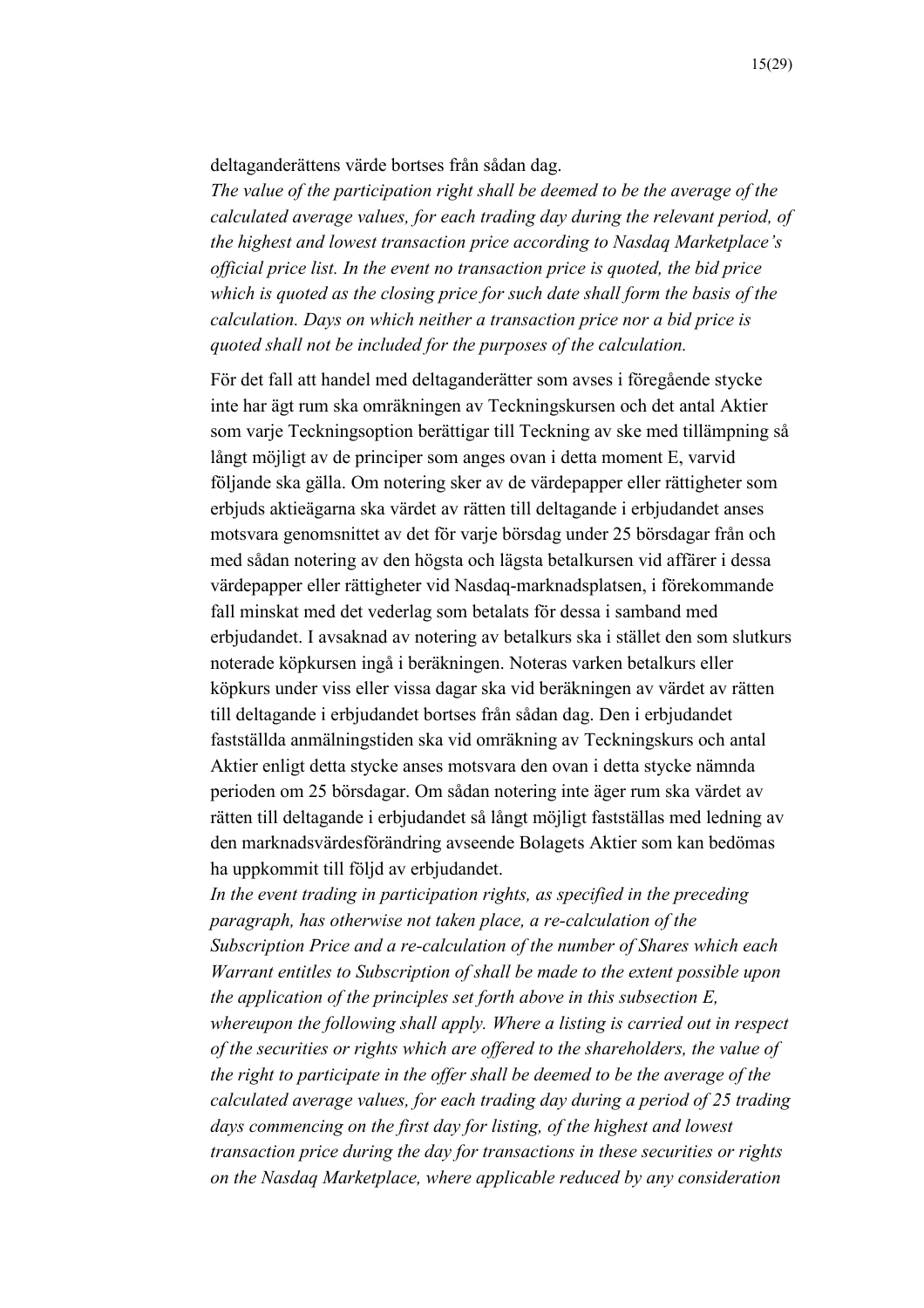deltaganderättens värde bortses från sådan dag.

*The value of the participation right shall be deemed to be the average of the calculated average values, for each trading day during the relevant period, of the highest and lowest transaction price according to Nasdaq Marketplace's official price list. In the event no transaction price is quoted, the bid price which is quoted as the closing price for such date shall form the basis of the calculation. Days on which neither a transaction price nor a bid price is quoted shall not be included for the purposes of the calculation.*

För det fall att handel med deltaganderätter som avses i föregående stycke inte har ägt rum ska omräkningen av Teckningskursen och det antal Aktier som varje Teckningsoption berättigar till Teckning av ske med tillämpning så långt möjligt av de principer som anges ovan i detta moment E, varvid följande ska gälla. Om notering sker av de värdepapper eller rättigheter som erbjuds aktieägarna ska värdet av rätten till deltagande i erbjudandet anses motsvara genomsnittet av det för varje börsdag under 25 börsdagar från och med sådan notering av den högsta och lägsta betalkursen vid affärer i dessa värdepapper eller rättigheter vid Nasdaq-marknadsplatsen, i förekommande fall minskat med det vederlag som betalats för dessa i samband med erbjudandet. I avsaknad av notering av betalkurs ska i stället den som slutkurs noterade köpkursen ingå i beräkningen. Noteras varken betalkurs eller köpkurs under viss eller vissa dagar ska vid beräkningen av värdet av rätten till deltagande i erbjudandet bortses från sådan dag. Den i erbjudandet fastställda anmälningstiden ska vid omräkning av Teckningskurs och antal Aktier enligt detta stycke anses motsvara den ovan i detta stycke nämnda perioden om 25 börsdagar. Om sådan notering inte äger rum ska värdet av rätten till deltagande i erbjudandet så långt möjligt fastställas med ledning av den marknadsvärdesförändring avseende Bolagets Aktier som kan bedömas ha uppkommit till följd av erbjudandet.

*In the event trading in participation rights, as specified in the preceding paragraph, has otherwise not taken place, a re-calculation of the Subscription Price and a re-calculation of the number of Shares which each Warrant entitles to Subscription of shall be made to the extent possible upon the application of the principles set forth above in this subsection E, whereupon the following shall apply. Where a listing is carried out in respect of the securities or rights which are offered to the shareholders, the value of the right to participate in the offer shall be deemed to be the average of the calculated average values, for each trading day during a period of 25 trading days commencing on the first day for listing, of the highest and lowest transaction price during the day for transactions in these securities or rights on the Nasdaq Marketplace, where applicable reduced by any consideration*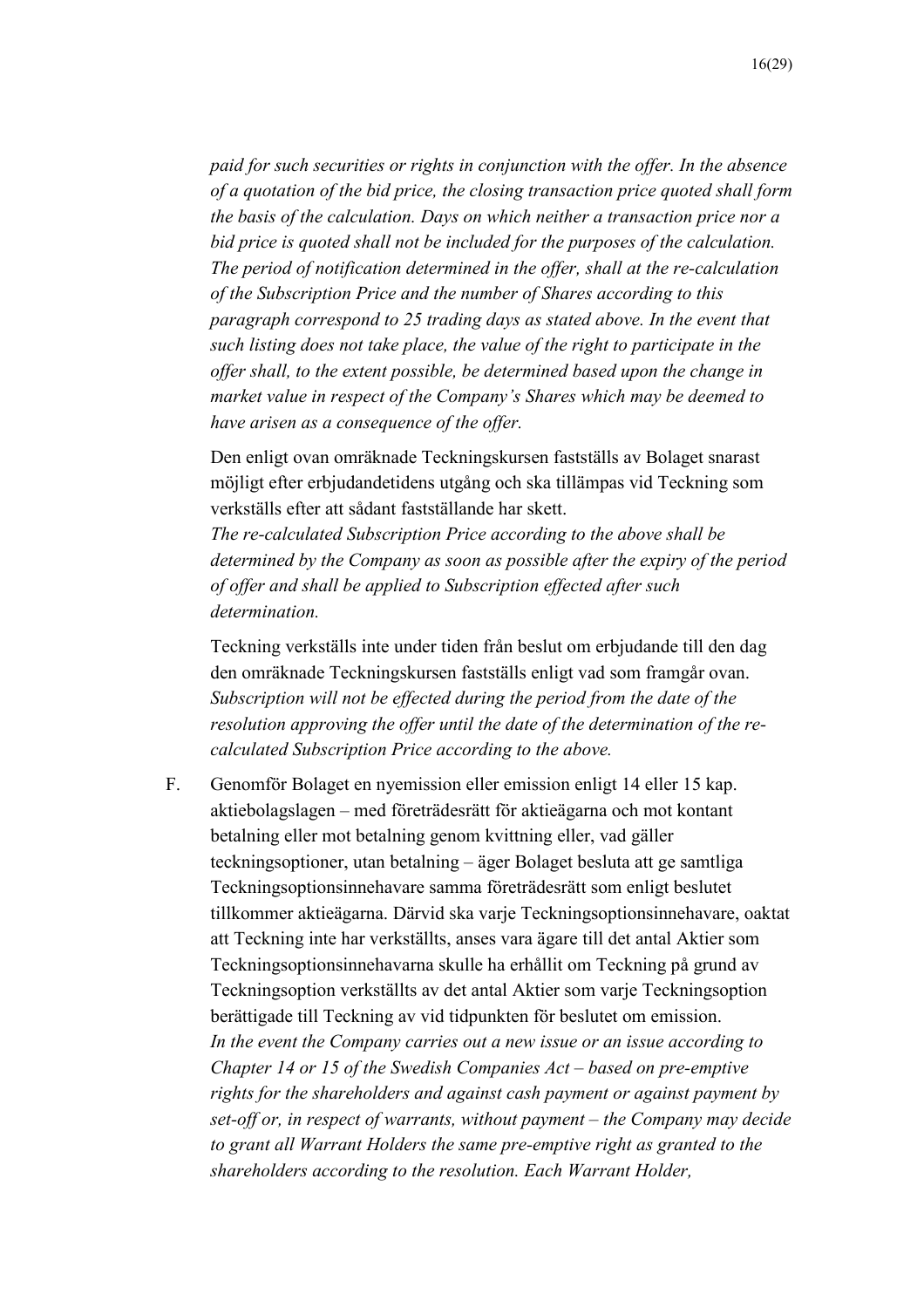*paid for such securities or rights in conjunction with the offer. In the absence of a quotation of the bid price, the closing transaction price quoted shall form the basis of the calculation. Days on which neither a transaction price nor a bid price is quoted shall not be included for the purposes of the calculation. The period of notification determined in the offer, shall at the re-calculation of the Subscription Price and the number of Shares according to this paragraph correspond to 25 trading days as stated above. In the event that such listing does not take place, the value of the right to participate in the offer shall, to the extent possible, be determined based upon the change in market value in respect of the Company's Shares which may be deemed to have arisen as a consequence of the offer.*

Den enligt ovan omräknade Teckningskursen fastställs av Bolaget snarast möjligt efter erbjudandetidens utgång och ska tillämpas vid Teckning som verkställs efter att sådant fastställande har skett.
*The re-calculated Subscription Price according to the above shall be determined by the Company as soon as possible after the expiry of the period of offer and shall be applied to Subscription effected after such determination.*

Teckning verkställs inte under tiden från beslut om erbjudande till den dag den omräknade Teckningskursen fastställs enligt vad som framgår ovan.
*Subscription will not be effected during the period from the date of the resolution approving the offer until the date of the determination of the re-calculated Subscription Price according to the above.*

F. Genomför Bolaget en nyemission eller emission enligt 14 eller 15 kap. aktiebolagslagen – med företrädesrätt för aktieägarna och mot kontant betalning eller mot betalning genom kvittning eller, vad gäller teckningsoptioner, utan betalning – äger Bolaget besluta att ge samtliga Teckningsoptionsinnehavare samma företrädesrätt som enligt beslutet tillkommer aktieägarna. Därvid ska varje Teckningsoptionsinnehavare, oaktat att Teckning inte har verkställts, anses vara ägare till det antal Aktier som Teckningsoptionsinnehavarna skulle ha erhållit om Teckning på grund av Teckningsoption verkställts av det antal Aktier som varje Teckningsoption berättigade till Teckning av vid tidpunkten för beslutet om emission.
*In the event the Company carries out a new issue or an issue according to Chapter 14 or 15 of the Swedish Companies Act – based on pre-emptive rights for the shareholders and against cash payment or against payment by set-off or, in respect of warrants, without payment – the Company may decide to grant all Warrant Holders the same pre-emptive right as granted to the shareholders according to the resolution. Each Warrant Holder,*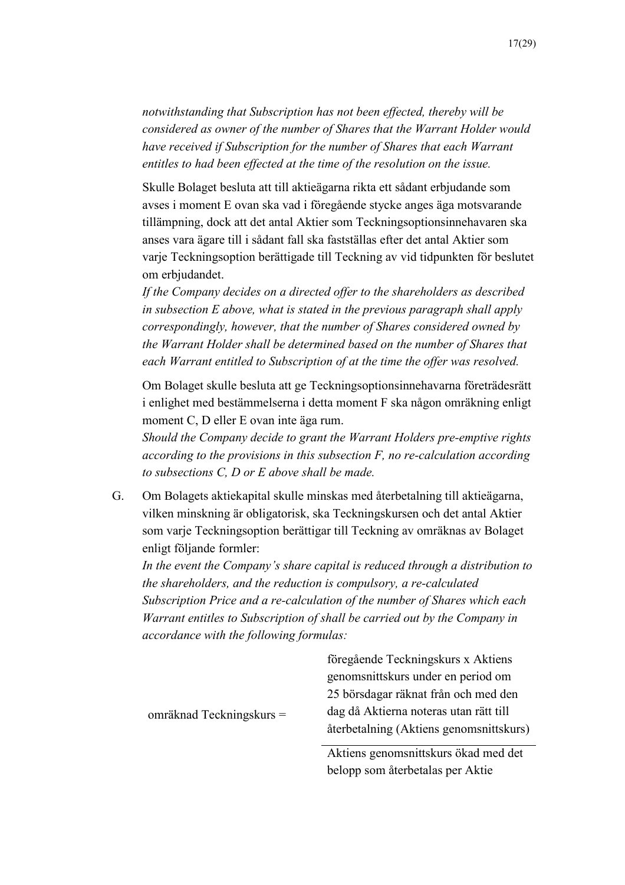*notwithstanding that Subscription has not been effected, thereby will be considered as owner of the number of Shares that the Warrant Holder would have received if Subscription for the number of Shares that each Warrant entitles to had been effected at the time of the resolution on the issue.*

Skulle Bolaget besluta att till aktieägarna rikta ett sådant erbjudande som avses i moment E ovan ska vad i föregående stycke anges äga motsvarande tillämpning, dock att det antal Aktier som Teckningsoptionsinnehavaren ska anses vara ägare till i sådant fall ska fastställas efter det antal Aktier som varje Teckningsoption berättigade till Teckning av vid tidpunkten för beslutet om erbjudandet.
*If the Company decides on a directed offer to the shareholders as described in subsection E above, what is stated in the previous paragraph shall apply correspondingly, however, that the number of Shares considered owned by the Warrant Holder shall be determined based on the number of Shares that each Warrant entitled to Subscription of at the time the offer was resolved.*

Om Bolaget skulle besluta att ge Teckningsoptionsinnehavarna företrädesrätt i enlighet med bestämmelserna i detta moment F ska någon omräkning enligt moment C, D eller E ovan inte äga rum.
*Should the Company decide to grant the Warrant Holders pre-emptive rights according to the provisions in this subsection F, no re-calculation according to subsections C, D or E above shall be made.*

G. Om Bolagets aktiekapital skulle minskas med återbetalning till aktieägarna, vilken minskning är obligatorisk, ska Teckningskursen och det antal Aktier som varje Teckningsoption berättigar till Teckning av omräknas av Bolaget enligt följande formler:
*In the event the Company's share capital is reduced through a distribution to the shareholders, and the reduction is compulsory, a re-calculated Subscription Price and a re-calculation of the number of Shares which each Warrant entitles to Subscription of shall be carried out by the Company in accordance with the following formulas:*

$$\text{omräknad Teckningskurs} = \frac{\text{föregående Teckningskurs x Aktiens genomsnittskurs under en period om 25 börsdagar räknat från och med den dag då Aktierna noteras utan rätt till återbetalning (Aktiens genomsnittskurs)}}{\text{Aktiens genomsnittskurs ökad med det belopp som återbetalas per Aktie}}$$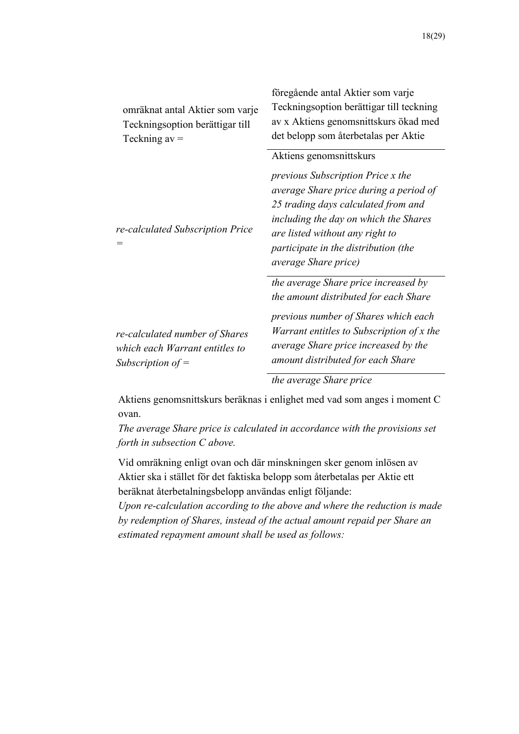| | |
|---|---|
| omräknat antal Aktier som varje Teckningsoption berättigar till Teckning av = | föregående antal Aktier som varje Teckningsoption berättigar till teckning av x Aktiens genomsnittskurs ökad med det belopp som återbetalas per Aktie |
| | Aktiens genomsnittskurs |
| *re-calculated Subscription Price =* | *previous Subscription Price x the average Share price during a period of 25 trading days calculated from and including the day on which the Shares are listed without any right to participate in the distribution (the average Share price)* |
| | *the average Share price increased by the amount distributed for each Share* |
| *re-calculated number of Shares which each Warrant entitles to Subscription of =* | *previous number of Shares which each Warrant entitles to Subscription of x the average Share price increased by the amount distributed for each Share* |
| | *the average Share price* |

Aktiens genomsnittskurs beräknas i enlighet med vad som anges i moment C ovan.
*The average Share price is calculated in accordance with the provisions set forth in subsection C above.*

Vid omräkning enligt ovan och där minskningen sker genom inlösen av Aktier ska i stället för det faktiska belopp som återbetalas per Aktie ett beräknat återbetalningsbelopp användas enligt följande:
*Upon re-calculation according to the above and where the reduction is made by redemption of Shares, instead of the actual amount repaid per Share an estimated repayment amount shall be used as follows:*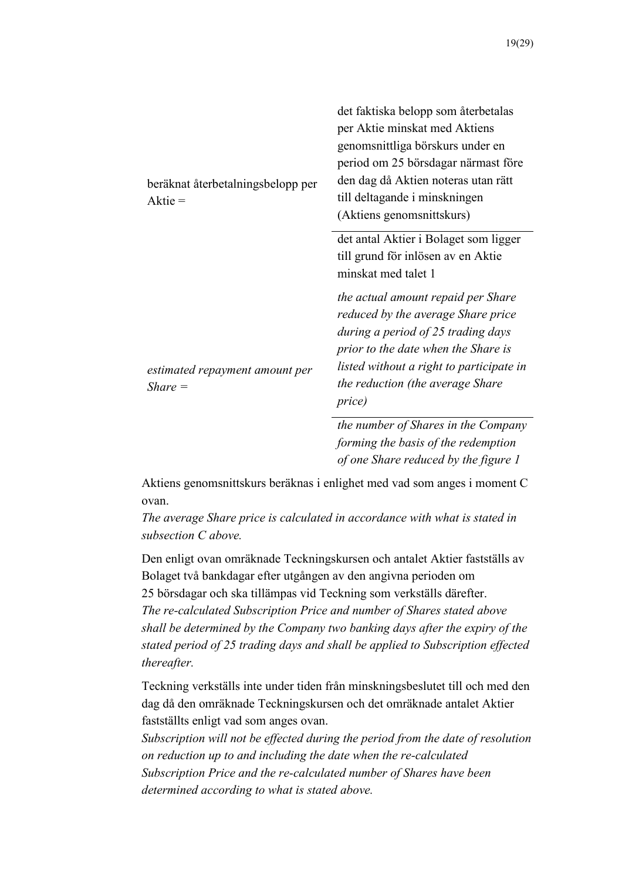$$\text{beräknat återbetalningsbelopp per Aktie} = \frac{\text{det faktiska belopp som återbetalas per Aktie minskat med Aktiens genomsnittliga börskurs under en period om 25 börsdagar närmast före den dag då Aktien noteras utan rätt till deltagande i minskningen (Aktiens genomsnittskurs)}}{\text{det antal Aktier i Bolaget som ligger till grund för inlösen av en Aktie minskat med talet 1}}$$

$$\textit{estimated repayment amount per Share} = \frac{\textit{the actual amount repaid per Share reduced by the average Share price during a period of 25 trading days prior to the date when the Share is listed without a right to participate in the reduction (the average Share price)}}{\textit{the number of Shares in the Company forming the basis of the redemption of one Share reduced by the figure 1}}$$

Aktiens genomsnittskurs beräknas i enlighet med vad som anges i moment C ovan.
*The average Share price is calculated in accordance with what is stated in subsection C above.*

Den enligt ovan omräknade Teckningskursen och antalet Aktier fastställs av Bolaget två bankdagar efter utgången av den angivna perioden om 25 börsdagar och ska tillämpas vid Teckning som verkställs därefter.
*The re-calculated Subscription Price and number of Shares stated above shall be determined by the Company two banking days after the expiry of the stated period of 25 trading days and shall be applied to Subscription effected thereafter.*

Teckning verkställs inte under tiden från minskningsbeslutet till och med den dag då den omräknade Teckningskursen och det omräknade antalet Aktier fastställts enligt vad som anges ovan.
*Subscription will not be effected during the period from the date of resolution on reduction up to and including the date when the re-calculated Subscription Price and the re-calculated number of Shares have been determined according to what is stated above.*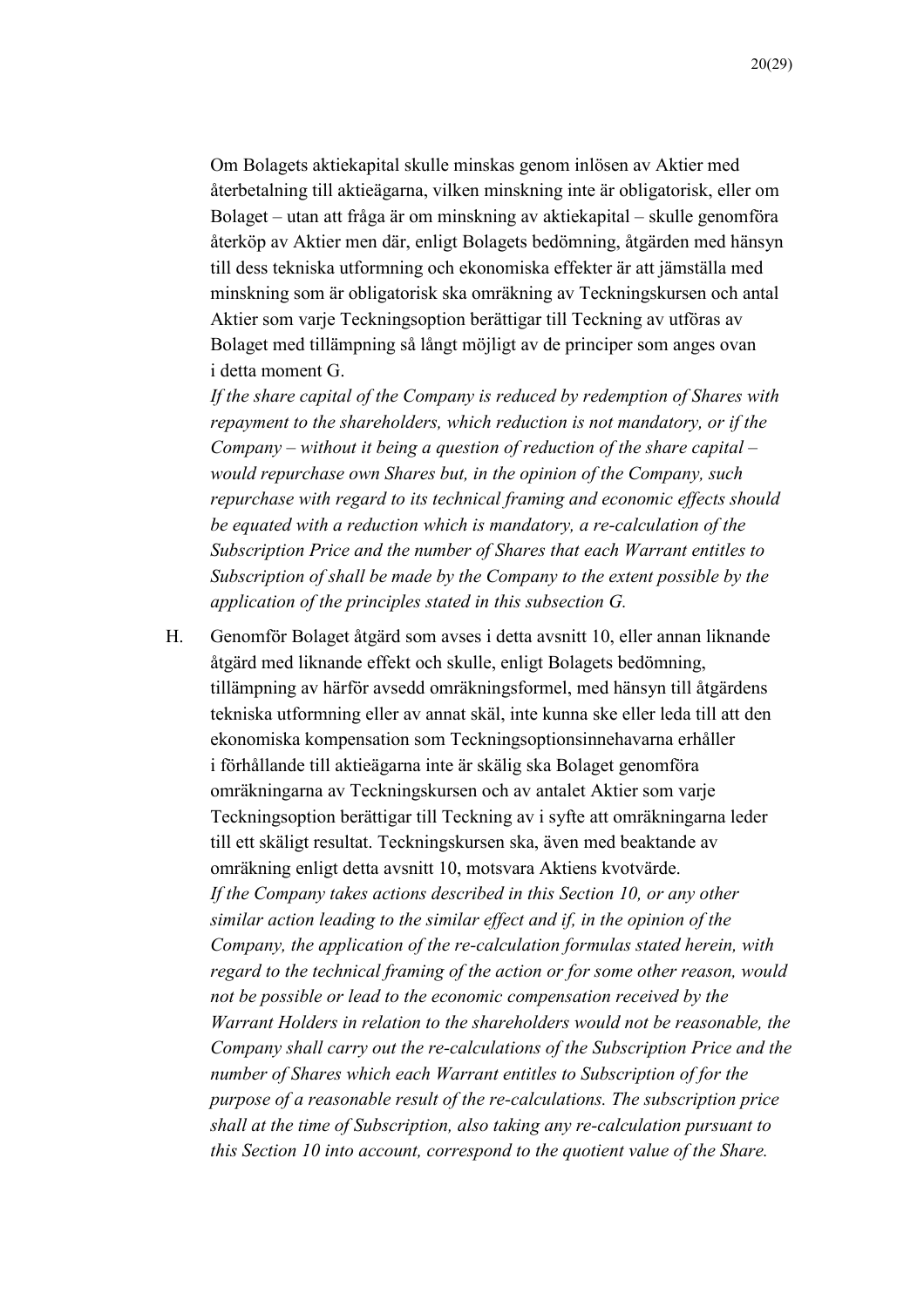Om Bolagets aktiekapital skulle minskas genom inlösen av Aktier med återbetalning till aktieägarna, vilken minskning inte är obligatorisk, eller om Bolaget – utan att fråga är om minskning av aktiekapital – skulle genomföra återköp av Aktier men där, enligt Bolagets bedömning, åtgärden med hänsyn till dess tekniska utformning och ekonomiska effekter är att jämställa med minskning som är obligatorisk ska omräkning av Teckningskursen och antal Aktier som varje Teckningsoption berättigar till Teckning av utföras av Bolaget med tillämpning så långt möjligt av de principer som anges ovan i detta moment G.
*If the share capital of the Company is reduced by redemption of Shares with repayment to the shareholders, which reduction is not mandatory, or if the Company – without it being a question of reduction of the share capital – would repurchase own Shares but, in the opinion of the Company, such repurchase with regard to its technical framing and economic effects should be equated with a reduction which is mandatory, a re-calculation of the Subscription Price and the number of Shares that each Warrant entitles to Subscription of shall be made by the Company to the extent possible by the application of the principles stated in this subsection G.*

H. Genomför Bolaget åtgärd som avses i detta avsnitt 10, eller annan liknande åtgärd med liknande effekt och skulle, enligt Bolagets bedömning, tillämpning av härför avsedd omräkningsformel, med hänsyn till åtgärdens tekniska utformning eller av annat skäl, inte kunna ske eller leda till att den ekonomiska kompensation som Teckningsoptionsinnehavarna erhåller i förhållande till aktieägarna inte är skälig ska Bolaget genomföra omräkningarna av Teckningskursen och av antalet Aktier som varje Teckningsoption berättigar till Teckning av i syfte att omräkningarna leder till ett skäligt resultat. Teckningskursen ska, även med beaktande av omräkning enligt detta avsnitt 10, motsvara Aktiens kvotvärde.
*If the Company takes actions described in this Section 10, or any other similar action leading to the similar effect and if, in the opinion of the Company, the application of the re-calculation formulas stated herein, with regard to the technical framing of the action or for some other reason, would not be possible or lead to the economic compensation received by the Warrant Holders in relation to the shareholders would not be reasonable, the Company shall carry out the re-calculations of the Subscription Price and the number of Shares which each Warrant entitles to Subscription of for the purpose of a reasonable result of the re-calculations. The subscription price shall at the time of Subscription, also taking any re-calculation pursuant to this Section 10 into account, correspond to the quotient value of the Share.*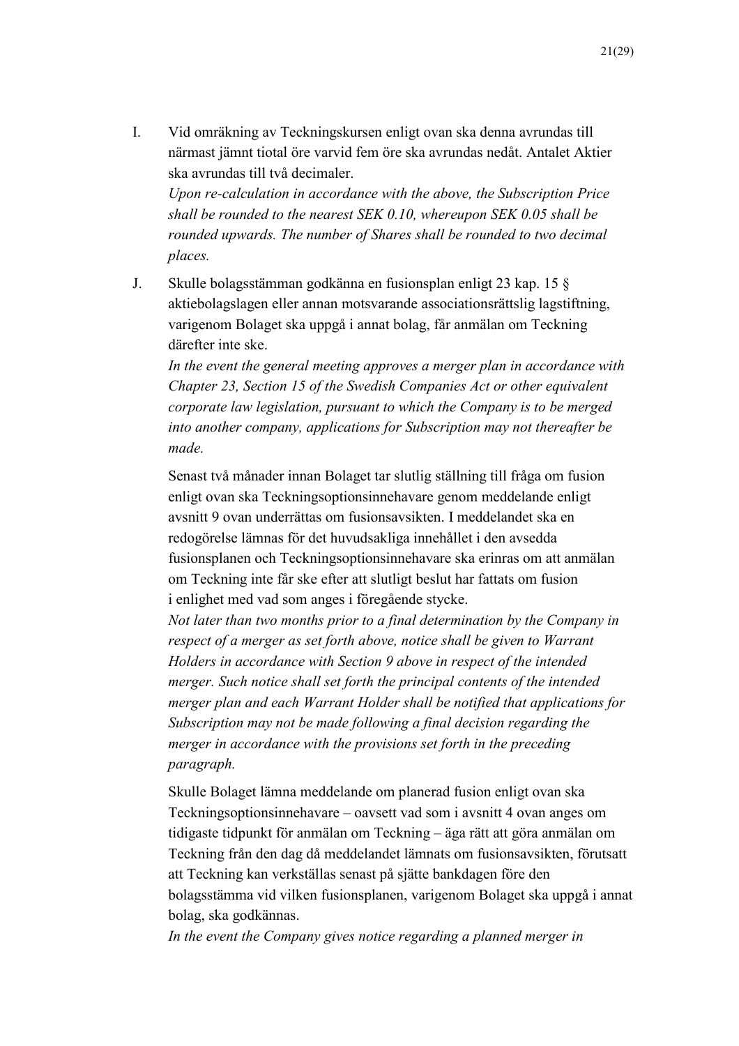I. Vid omräkning av Teckningskursen enligt ovan ska denna avrundas till närmast jämnt tiotal öre varvid fem öre ska avrundas nedåt. Antalet Aktier ska avrundas till två decimaler.
*Upon re-calculation in accordance with the above, the Subscription Price shall be rounded to the nearest SEK 0.10, whereupon SEK 0.05 shall be rounded upwards. The number of Shares shall be rounded to two decimal places.*

J. Skulle bolagsstämman godkänna en fusionsplan enligt 23 kap. 15 § aktiebolagslagen eller annan motsvarande associationsrättslig lagstiftning, varigenom Bolaget ska uppgå i annat bolag, får anmälan om Teckning därefter inte ske.
*In the event the general meeting approves a merger plan in accordance with Chapter 23, Section 15 of the Swedish Companies Act or other equivalent corporate law legislation, pursuant to which the Company is to be merged into another company, applications for Subscription may not thereafter be made.*

Senast två månader innan Bolaget tar slutlig ställning till fråga om fusion enligt ovan ska Teckningsoptionsinnehavare genom meddelande enligt avsnitt 9 ovan underrättas om fusionsavsikten. I meddelandet ska en redogörelse lämnas för det huvudsakliga innehållet i den avsedda fusionsplanen och Teckningsoptionsinnehavare ska erinras om att anmälan om Teckning inte får ske efter att slutligt beslut har fattats om fusion i enlighet med vad som anges i föregående stycke.
*Not later than two months prior to a final determination by the Company in respect of a merger as set forth above, notice shall be given to Warrant Holders in accordance with Section 9 above in respect of the intended merger. Such notice shall set forth the principal contents of the intended merger plan and each Warrant Holder shall be notified that applications for Subscription may not be made following a final decision regarding the merger in accordance with the provisions set forth in the preceding paragraph.*

Skulle Bolaget lämna meddelande om planerad fusion enligt ovan ska Teckningsoptionsinnehavare – oavsett vad som i avsnitt 4 ovan anges om tidigaste tidpunkt för anmälan om Teckning – äga rätt att göra anmälan om Teckning från den dag då meddelandet lämnats om fusionsavsikten, förutsatt att Teckning kan verkställas senast på sjätte bankdagen före den bolagsstämma vid vilken fusionsplanen, varigenom Bolaget ska uppgå i annat bolag, ska godkännas.
*In the event the Company gives notice regarding a planned merger in*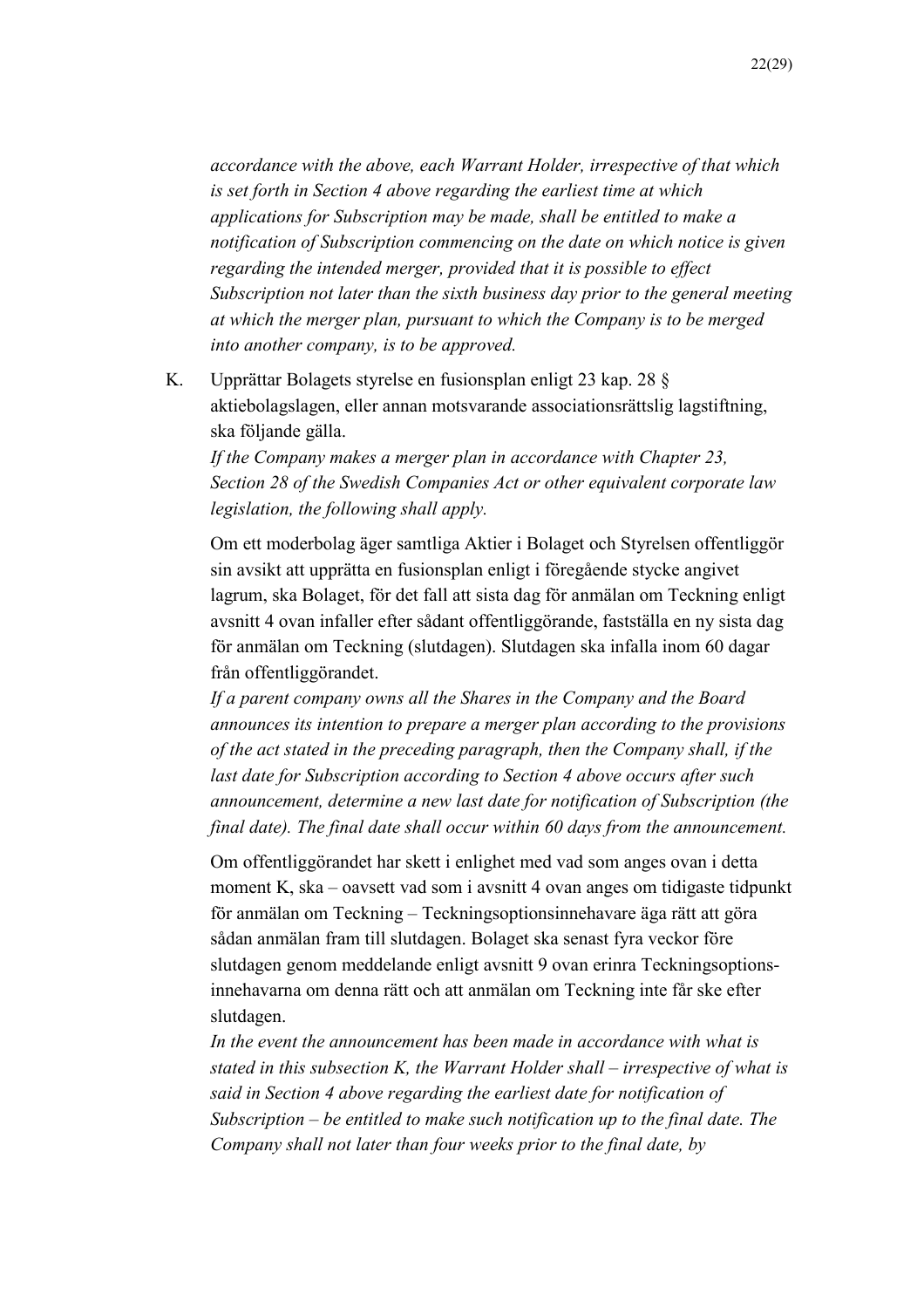*accordance with the above, each Warrant Holder, irrespective of that which is set forth in Section 4 above regarding the earliest time at which applications for Subscription may be made, shall be entitled to make a notification of Subscription commencing on the date on which notice is given regarding the intended merger, provided that it is possible to effect Subscription not later than the sixth business day prior to the general meeting at which the merger plan, pursuant to which the Company is to be merged into another company, is to be approved.*

K. Upprättar Bolagets styrelse en fusionsplan enligt 23 kap. 28 § aktiebolagslagen, eller annan motsvarande associationsrättslig lagstiftning, ska följande gälla.
*If the Company makes a merger plan in accordance with Chapter 23, Section 28 of the Swedish Companies Act or other equivalent corporate law legislation, the following shall apply.*

Om ett moderbolag äger samtliga Aktier i Bolaget och Styrelsen offentliggör sin avsikt att upprätta en fusionsplan enligt i föregående stycke angivet lagrum, ska Bolaget, för det fall att sista dag för anmälan om Teckning enligt avsnitt 4 ovan infaller efter sådant offentliggörande, fastställa en ny sista dag för anmälan om Teckning (slutdagen). Slutdagen ska infalla inom 60 dagar från offentliggörandet.
*If a parent company owns all the Shares in the Company and the Board announces its intention to prepare a merger plan according to the provisions of the act stated in the preceding paragraph, then the Company shall, if the last date for Subscription according to Section 4 above occurs after such announcement, determine a new last date for notification of Subscription (the final date). The final date shall occur within 60 days from the announcement.*

Om offentliggörandet har skett i enlighet med vad som anges ovan i detta moment K, ska – oavsett vad som i avsnitt 4 ovan anges om tidigaste tidpunkt för anmälan om Teckning – Teckningsoptionsinnehavare äga rätt att göra sådan anmälan fram till slutdagen. Bolaget ska senast fyra veckor före slutdagen genom meddelande enligt avsnitt 9 ovan erinra Teckningsoptions-innehavarna om denna rätt och att anmälan om Teckning inte får ske efter slutdagen.
*In the event the announcement has been made in accordance with what is stated in this subsection K, the Warrant Holder shall – irrespective of what is said in Section 4 above regarding the earliest date for notification of Subscription – be entitled to make such notification up to the final date. The Company shall not later than four weeks prior to the final date, by*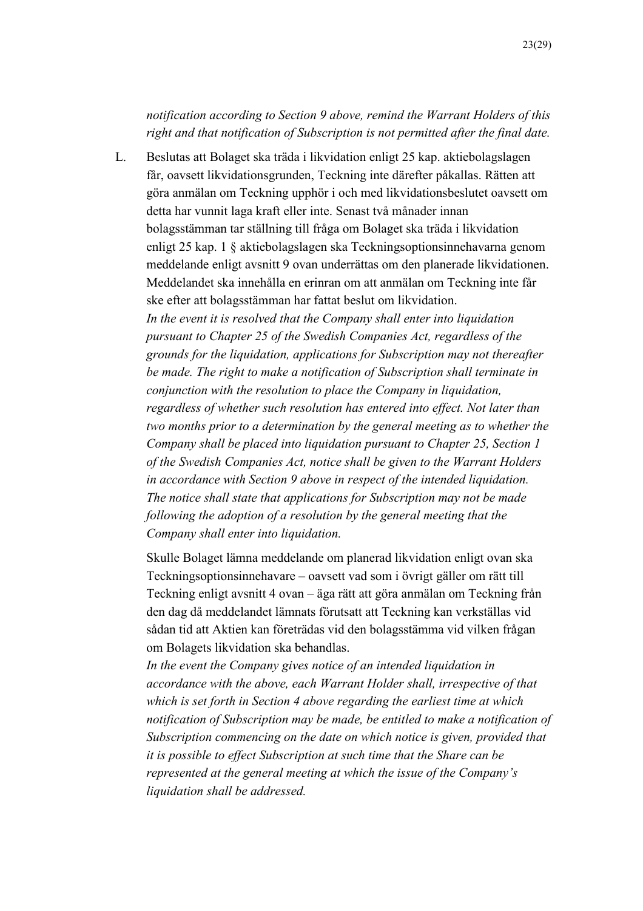*notification according to Section 9 above, remind the Warrant Holders of this right and that notification of Subscription is not permitted after the final date.*

L. Beslutas att Bolaget ska träda i likvidation enligt 25 kap. aktiebolagslagen får, oavsett likvidationsgrunden, Teckning inte därefter påkallas. Rätten att göra anmälan om Teckning upphör i och med likvidationsbeslutet oavsett om detta har vunnit laga kraft eller inte. Senast två månader innan bolagsstämman tar ställning till fråga om Bolaget ska träda i likvidation enligt 25 kap. 1 § aktiebolagslagen ska Teckningsoptionsinnehavarna genom meddelande enligt avsnitt 9 ovan underrättas om den planerade likvidationen. Meddelandet ska innehålla en erinran om att anmälan om Teckning inte får ske efter att bolagsstämman har fattat beslut om likvidation.
*In the event it is resolved that the Company shall enter into liquidation pursuant to Chapter 25 of the Swedish Companies Act, regardless of the grounds for the liquidation, applications for Subscription may not thereafter be made. The right to make a notification of Subscription shall terminate in conjunction with the resolution to place the Company in liquidation, regardless of whether such resolution has entered into effect. Not later than two months prior to a determination by the general meeting as to whether the Company shall be placed into liquidation pursuant to Chapter 25, Section 1 of the Swedish Companies Act, notice shall be given to the Warrant Holders in accordance with Section 9 above in respect of the intended liquidation. The notice shall state that applications for Subscription may not be made following the adoption of a resolution by the general meeting that the Company shall enter into liquidation.*

Skulle Bolaget lämna meddelande om planerad likvidation enligt ovan ska Teckningsoptionsinnehavare – oavsett vad som i övrigt gäller om rätt till Teckning enligt avsnitt 4 ovan – äga rätt att göra anmälan om Teckning från den dag då meddelandet lämnats förutsatt att Teckning kan verkställas vid sådan tid att Aktien kan företrädas vid den bolagsstämma vid vilken frågan om Bolagets likvidation ska behandlas.
*In the event the Company gives notice of an intended liquidation in accordance with the above, each Warrant Holder shall, irrespective of that which is set forth in Section 4 above regarding the earliest time at which notification of Subscription may be made, be entitled to make a notification of Subscription commencing on the date on which notice is given, provided that it is possible to effect Subscription at such time that the Share can be represented at the general meeting at which the issue of the Company's liquidation shall be addressed.*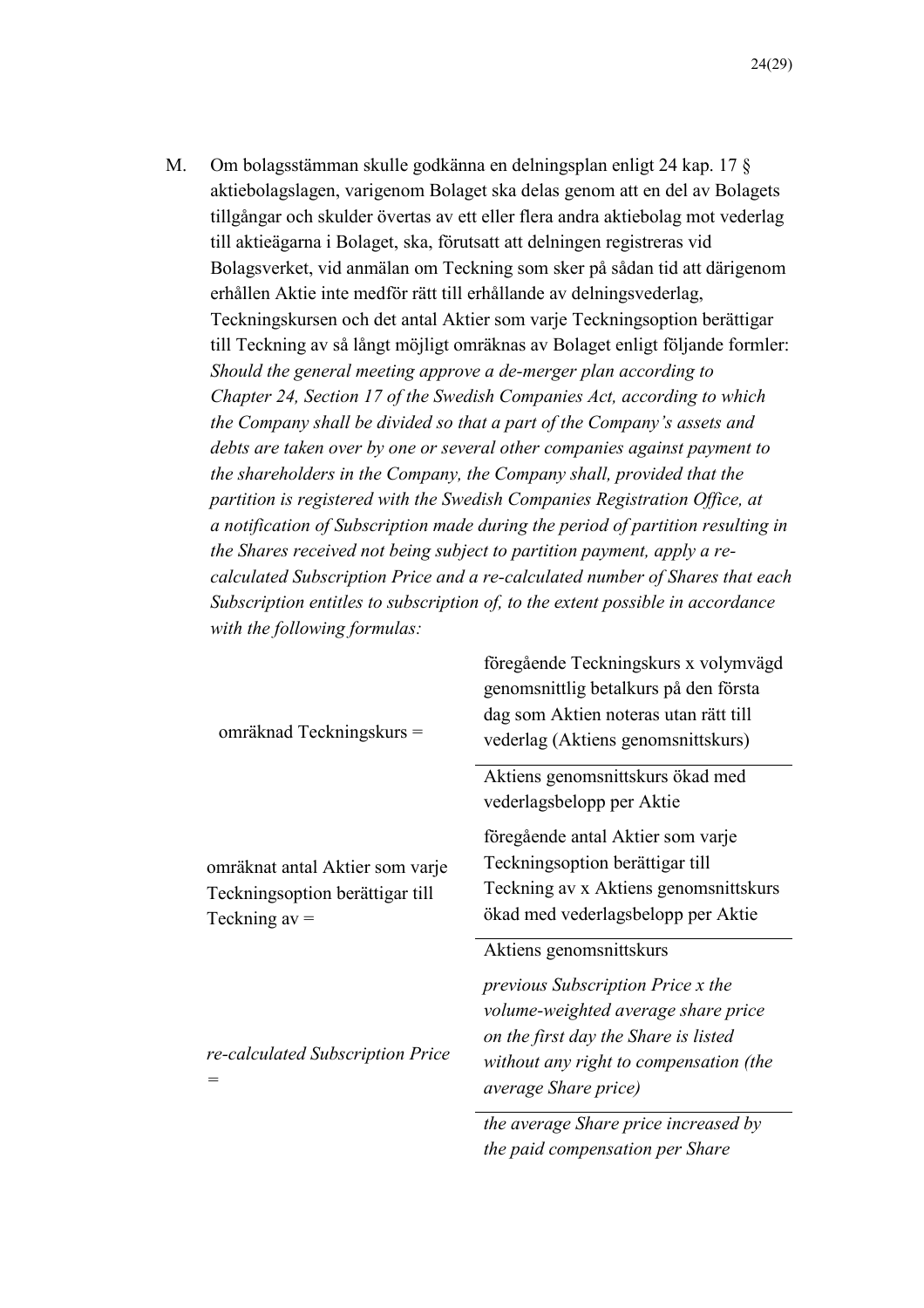M. Om bolagsstämman skulle godkänna en delningsplan enligt 24 kap. 17 § aktiebolagslagen, varigenom Bolaget ska delas genom att en del av Bolagets tillgångar och skulder övertas av ett eller flera andra aktiebolag mot vederlag till aktieägarna i Bolaget, ska, förutsatt att delningen registreras vid Bolagsverket, vid anmälan om Teckning som sker på sådan tid att därigenom erhållen Aktie inte medför rätt till erhållande av delningsvederlag, Teckningskursen och det antal Aktier som varje Teckningsoption berättigar till Teckning av så långt möjligt omräknas av Bolaget enligt följande formler:
*Should the general meeting approve a de-merger plan according to Chapter 24, Section 17 of the Swedish Companies Act, according to which the Company shall be divided so that a part of the Company's assets and debts are taken over by one or several other companies against payment to the shareholders in the Company, the Company shall, provided that the partition is registered with the Swedish Companies Registration Office, at a notification of Subscription made during the period of partition resulting in the Shares received not being subject to partition payment, apply a re-calculated Subscription Price and a re-calculated number of Shares that each Subscription entitles to subscription of, to the extent possible in accordance with the following formulas:*

$$\text{omräknad Teckningskurs} = \frac{\text{föregående Teckningskurs x volymvägd genomsnittlig betalkurs på den första dag som Aktien noteras utan rätt till vederlag (Aktiens genomsnittskurs)}}{\text{Aktiens genomsnittskurs ökad med vederlagsbelopp per Aktie}}$$

$$\text{omräknat antal Aktier som varje Teckningsoption berättigar till Teckning av} = \frac{\text{föregående antal Aktier som varje Teckningsoption berättigar till Teckning av x Aktiens genomsnittskurs ökad med vederlagsbelopp per Aktie}}{\text{Aktiens genomsnittskurs}}$$

$$\textit{re-calculated Subscription Price} = \frac{\textit{previous Subscription Price x the volume-weighted average share price on the first day the Share is listed without any right to compensation (the average Share price)}}{\textit{the average Share price increased by the paid compensation per Share}}$$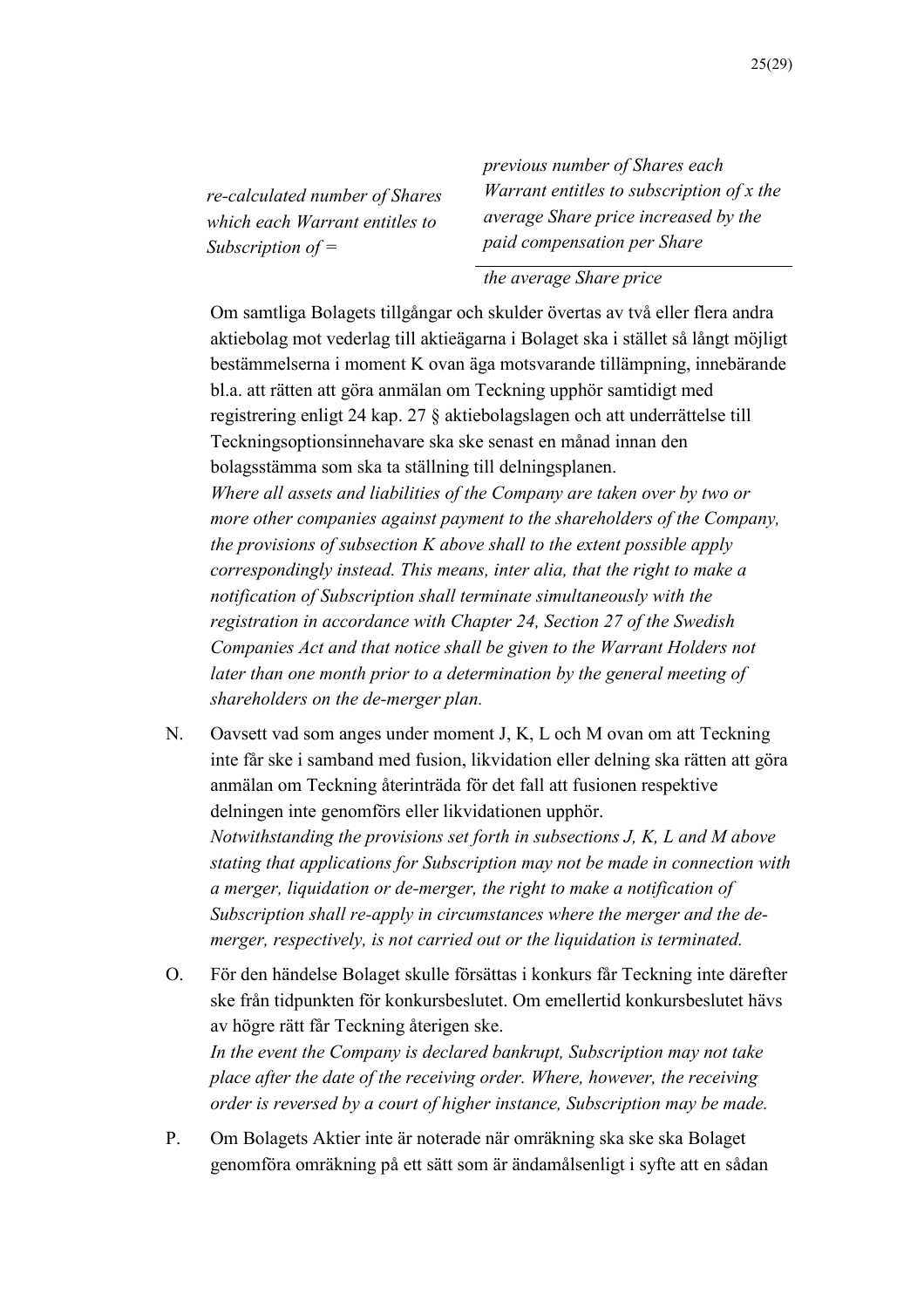$$\text{re-calculated number of Shares which each Warrant entitles to Subscription of} = \frac{\text{previous number of Shares each Warrant entitles to subscription of} \times \text{the average Share price increased by the paid compensation per Share}}{\text{the average Share price}}$$

Om samtliga Bolagets tillgångar och skulder övertas av två eller flera andra aktiebolag mot vederlag till aktieägarna i Bolaget ska i stället så långt möjligt bestämmelserna i moment K ovan äga motsvarande tillämpning, innebärande bl.a. att rätten att göra anmälan om Teckning upphör samtidigt med registrering enligt 24 kap. 27 § aktiebolagslagen och att underrättelse till Teckningsoptionsinnehavare ska ske senast en månad innan den bolagsstämma som ska ta ställning till delningsplanen.
*Where all assets and liabilities of the Company are taken over by two or more other companies against payment to the shareholders of the Company, the provisions of subsection K above shall to the extent possible apply correspondingly instead. This means, inter alia, that the right to make a notification of Subscription shall terminate simultaneously with the registration in accordance with Chapter 24, Section 27 of the Swedish Companies Act and that notice shall be given to the Warrant Holders not later than one month prior to a determination by the general meeting of shareholders on the de-merger plan.*

N. Oavsett vad som anges under moment J, K, L och M ovan om att Teckning inte får ske i samband med fusion, likvidation eller delning ska rätten att göra anmälan om Teckning återinträda för det fall att fusionen respektive delningen inte genomförs eller likvidationen upphör.
*Notwithstanding the provisions set forth in subsections J, K, L and M above stating that applications for Subscription may not be made in connection with a merger, liquidation or de-merger, the right to make a notification of Subscription shall re-apply in circumstances where the merger and the de-merger, respectively, is not carried out or the liquidation is terminated.*

O. För den händelse Bolaget skulle försättas i konkurs får Teckning inte därefter ske från tidpunkten för konkursbeslutet. Om emellertid konkursbeslutet hävs av högre rätt får Teckning återigen ske.
*In the event the Company is declared bankrupt, Subscription may not take place after the date of the receiving order. Where, however, the receiving order is reversed by a court of higher instance, Subscription may be made.*

P. Om Bolagets Aktier inte är noterade när omräkning ska ske ska Bolaget genomföra omräkning på ett sätt som är ändamålsenligt i syfte att en sådan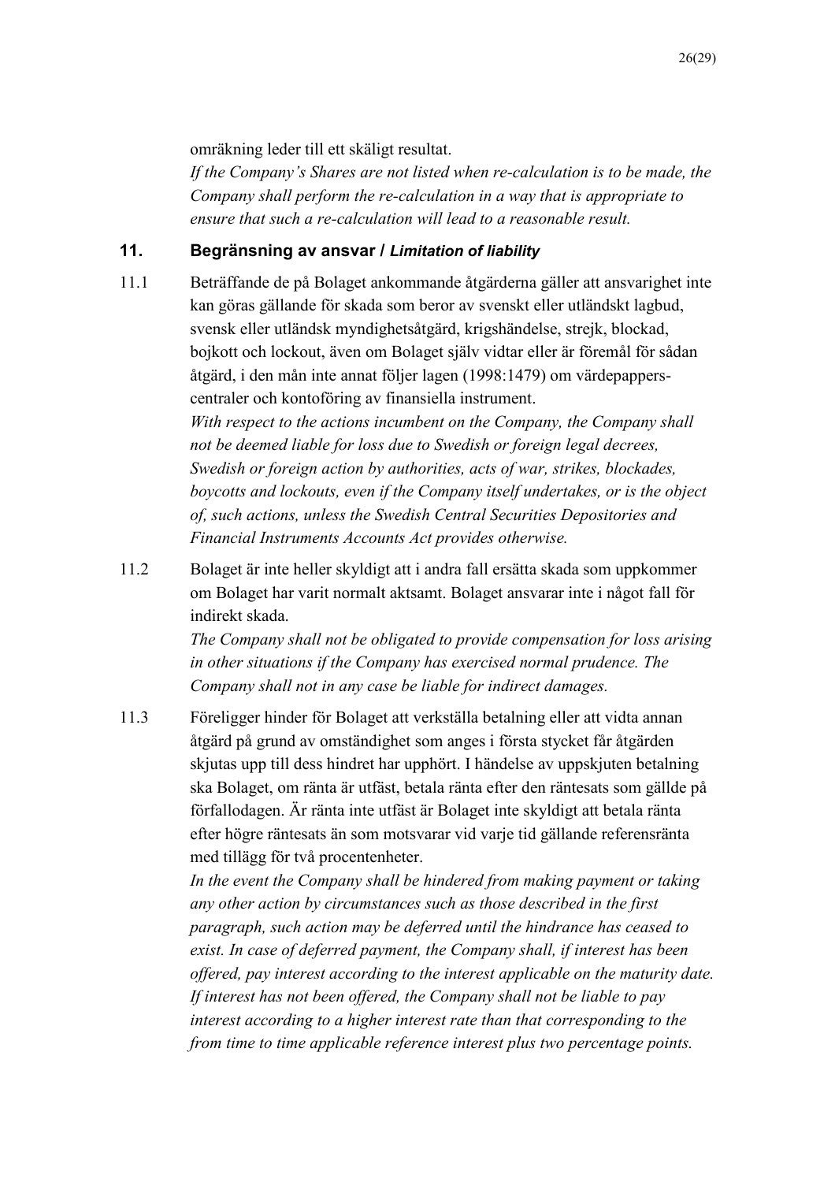omräkning leder till ett skäligt resultat.

*If the Company's Shares are not listed when re-calculation is to be made, the Company shall perform the re-calculation in a way that is appropriate to ensure that such a re-calculation will lead to a reasonable result.*

## 11. Begränsning av ansvar / *Limitation of liability*

11.1 Beträffande de på Bolaget ankommande åtgärderna gäller att ansvarighet inte kan göras gällande för skada som beror av svenskt eller utländskt lagbud, svensk eller utländsk myndighetsåtgärd, krigshändelse, strejk, blockad, bojkott och lockout, även om Bolaget själv vidtar eller är föremål för sådan åtgärd, i den mån inte annat följer lagen (1998:1479) om värdepapperscentraler och kontoföring av finansiella instrument.

*With respect to the actions incumbent on the Company, the Company shall not be deemed liable for loss due to Swedish or foreign legal decrees, Swedish or foreign action by authorities, acts of war, strikes, blockades, boycotts and lockouts, even if the Company itself undertakes, or is the object of, such actions, unless the Swedish Central Securities Depositories and Financial Instruments Accounts Act provides otherwise.*

11.2 Bolaget är inte heller skyldigt att i andra fall ersätta skada som uppkommer om Bolaget har varit normalt aktsamt. Bolaget ansvarar inte i något fall för indirekt skada.

*The Company shall not be obligated to provide compensation for loss arising in other situations if the Company has exercised normal prudence. The Company shall not in any case be liable for indirect damages.*

11.3 Föreligger hinder för Bolaget att verkställa betalning eller att vidta annan åtgärd på grund av omständighet som anges i första stycket får åtgärden skjutas upp till dess hindret har upphört. I händelse av uppskjuten betalning ska Bolaget, om ränta är utfäst, betala ränta efter den räntesats som gällde på förfallodagen. Är ränta inte utfäst är Bolaget inte skyldigt att betala ränta efter högre räntesats än som motsvarar vid varje tid gällande referensränta med tillägg för två procentenheter.

*In the event the Company shall be hindered from making payment or taking any other action by circumstances such as those described in the first paragraph, such action may be deferred until the hindrance has ceased to exist. In case of deferred payment, the Company shall, if interest has been offered, pay interest according to the interest applicable on the maturity date. If interest has not been offered, the Company shall not be liable to pay interest according to a higher interest rate than that corresponding to the from time to time applicable reference interest plus two percentage points.*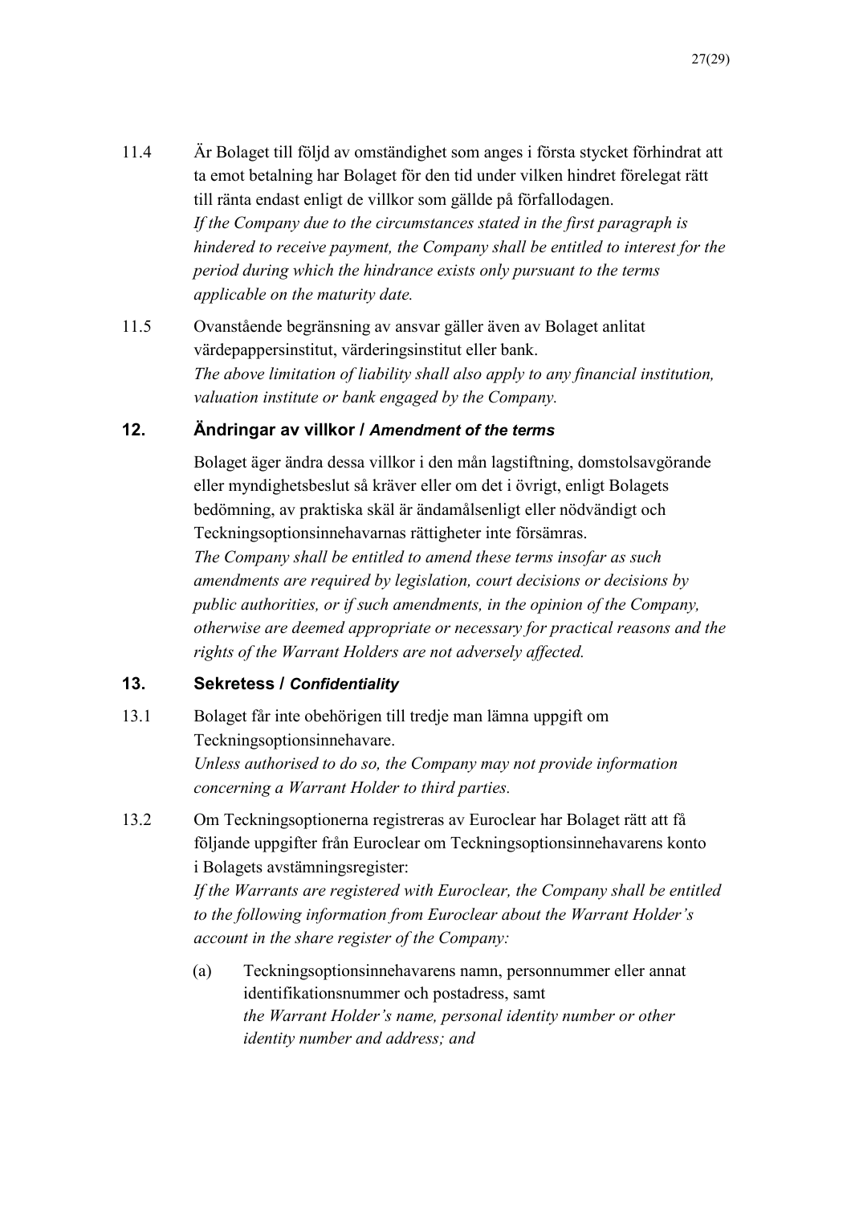11.4 Är Bolaget till följd av omständighet som anges i första stycket förhindrat att ta emot betalning har Bolaget för den tid under vilken hindret förelegat rätt till ränta endast enligt de villkor som gällde på förfallodagen.
*If the Company due to the circumstances stated in the first paragraph is hindered to receive payment, the Company shall be entitled to interest for the period during which the hindrance exists only pursuant to the terms applicable on the maturity date.*

11.5 Ovanstående begränsning av ansvar gäller även av Bolaget anlitat värdepappersinstitut, värderingsinstitut eller bank.
*The above limitation of liability shall also apply to any financial institution, valuation institute or bank engaged by the Company.*

## 12. Ändringar av villkor / *Amendment of the terms*

Bolaget äger ändra dessa villkor i den mån lagstiftning, domstolsavgörande eller myndighetsbeslut så kräver eller om det i övrigt, enligt Bolagets bedömning, av praktiska skäl är ändamålsenligt eller nödvändigt och Teckningsoptionsinnehavarnas rättigheter inte försämras.
*The Company shall be entitled to amend these terms insofar as such amendments are required by legislation, court decisions or decisions by public authorities, or if such amendments, in the opinion of the Company, otherwise are deemed appropriate or necessary for practical reasons and the rights of the Warrant Holders are not adversely affected.*

## 13. Sekretess / *Confidentiality*

13.1 Bolaget får inte obehörigen till tredje man lämna uppgift om Teckningsoptionsinnehavare.
*Unless authorised to do so, the Company may not provide information concerning a Warrant Holder to third parties.*

13.2 Om Teckningsoptionerna registreras av Euroclear har Bolaget rätt att få följande uppgifter från Euroclear om Teckningsoptionsinnehavarens konto i Bolagets avstämningsregister:
*If the Warrants are registered with Euroclear, the Company shall be entitled to the following information from Euroclear about the Warrant Holder's account in the share register of the Company:*

(a) Teckningsoptionsinnehavarens namn, personnummer eller annat identifikationsnummer och postadress, samt
*the Warrant Holder's name, personal identity number or other identity number and address; and*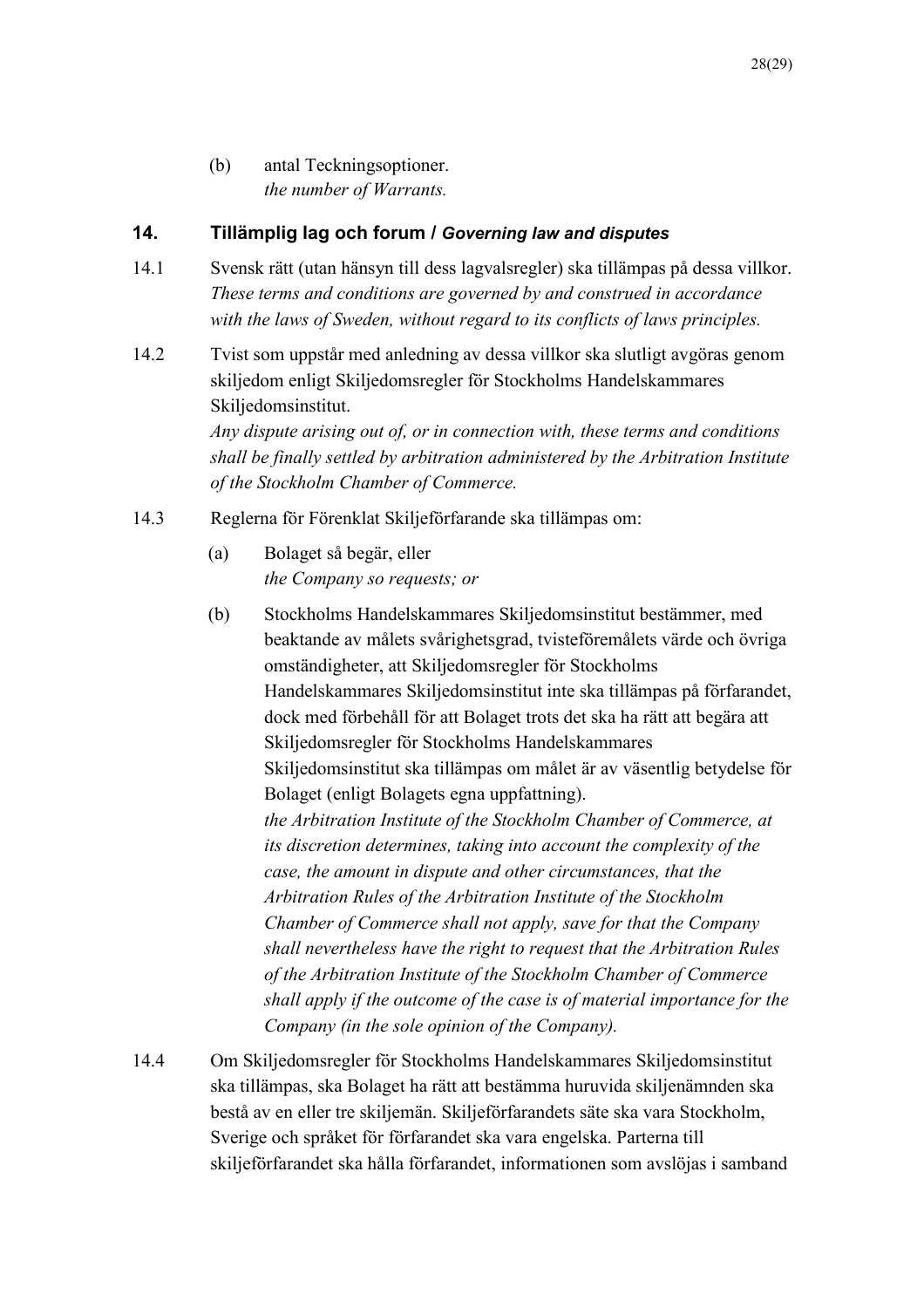(b) antal Teckningsoptioner.
*the number of Warrants.*

## 14. Tillämplig lag och forum / *Governing law and disputes*

14.1 Svensk rätt (utan hänsyn till dess lagvalsregler) ska tillämpas på dessa villkor.
*These terms and conditions are governed by and construed in accordance with the laws of Sweden, without regard to its conflicts of laws principles.*

14.2 Tvist som uppstår med anledning av dessa villkor ska slutligt avgöras genom skiljedom enligt Skiljedomsregler för Stockholms Handelskammares Skiljedomsinstitut.
*Any dispute arising out of, or in connection with, these terms and conditions shall be finally settled by arbitration administered by the Arbitration Institute of the Stockholm Chamber of Commerce.*

14.3 Reglerna för Förenklat Skiljeförfarande ska tillämpas om:

(a) Bolaget så begär, eller
*the Company so requests; or*

(b) Stockholms Handelskammares Skiljedomsinstitut bestämmer, med beaktande av målets svårighetsgrad, tvisteföremålets värde och övriga omständigheter, att Skiljedomsregler för Stockholms Handelskammares Skiljedomsinstitut inte ska tillämpas på förfarandet, dock med förbehåll för att Bolaget trots det ska ha rätt att begära att Skiljedomsregler för Stockholms Handelskammares Skiljedomsinstitut ska tillämpas om målet är av väsentlig betydelse för Bolaget (enligt Bolagets egna uppfattning).
*the Arbitration Institute of the Stockholm Chamber of Commerce, at its discretion determines, taking into account the complexity of the case, the amount in dispute and other circumstances, that the Arbitration Rules of the Arbitration Institute of the Stockholm Chamber of Commerce shall not apply, save for that the Company shall nevertheless have the right to request that the Arbitration Rules of the Arbitration Institute of the Stockholm Chamber of Commerce shall apply if the outcome of the case is of material importance for the Company (in the sole opinion of the Company).*

14.4 Om Skiljedomsregler för Stockholms Handelskammares Skiljedomsinstitut ska tillämpas, ska Bolaget ha rätt att bestämma huruvida skiljenämnden ska bestå av en eller tre skiljemän. Skiljeförfarandets säte ska vara Stockholm, Sverige och språket för förfarandet ska vara engelska. Parterna till skiljeförfarandet ska hålla förfarandet, informationen som avslöjas i samband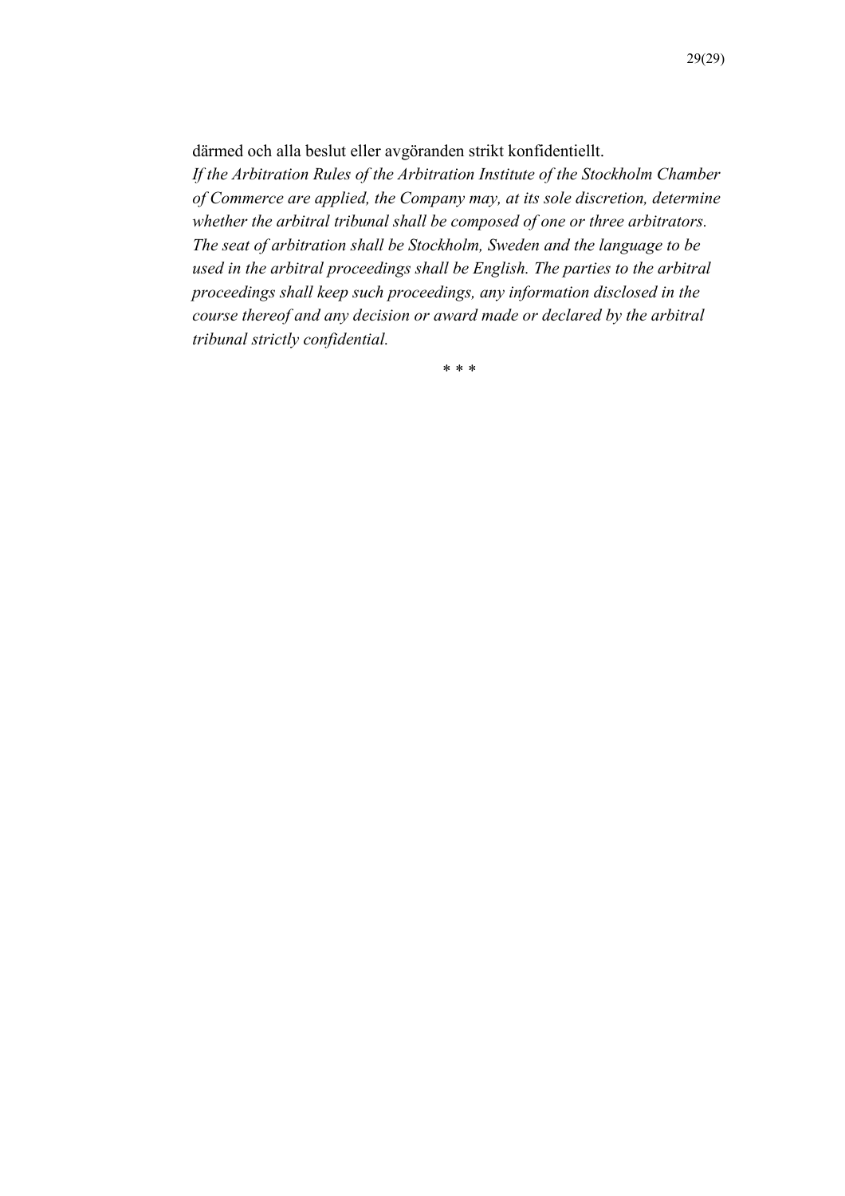därmed och alla beslut eller avgöranden strikt konfidentiellt.

*If the Arbitration Rules of the Arbitration Institute of the Stockholm Chamber of Commerce are applied, the Company may, at its sole discretion, determine whether the arbitral tribunal shall be composed of one or three arbitrators. The seat of arbitration shall be Stockholm, Sweden and the language to be used in the arbitral proceedings shall be English. The parties to the arbitral proceedings shall keep such proceedings, any information disclosed in the course thereof and any decision or award made or declared by the arbitral tribunal strictly confidential.*

* * *